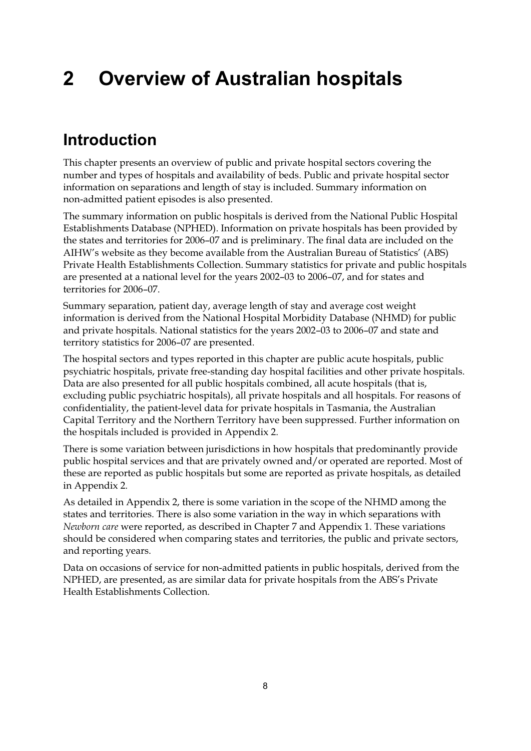# 2 Overview of Australian hospitals

## Introduction

This chapter presents an overview of public and private hospital sectors covering the number and types of hospitals and availability of beds. Public and private hospital sector information on separations and length of stay is included. Summary information on non-admitted patient episodes is also presented.

The summary information on public hospitals is derived from the National Public Hospital Establishments Database (NPHED). Information on private hospitals has been provided by the states and territories for 2006–07 and is preliminary. The final data are included on the AIHW's website as they become available from the Australian Bureau of Statistics' (ABS) Private Health Establishments Collection. Summary statistics for private and public hospitals are presented at a national level for the years 2002–03 to 2006–07, and for states and territories for 2006–07.

Summary separation, patient day, average length of stay and average cost weight information is derived from the National Hospital Morbidity Database (NHMD) for public and private hospitals. National statistics for the years 2002–03 to 2006–07 and state and territory statistics for 2006–07 are presented.

The hospital sectors and types reported in this chapter are public acute hospitals, public psychiatric hospitals, private free-standing day hospital facilities and other private hospitals. Data are also presented for all public hospitals combined, all acute hospitals (that is, excluding public psychiatric hospitals), all private hospitals and all hospitals. For reasons of confidentiality, the patient-level data for private hospitals in Tasmania, the Australian Capital Territory and the Northern Territory have been suppressed. Further information on the hospitals included is provided in Appendix 2.

There is some variation between jurisdictions in how hospitals that predominantly provide public hospital services and that are privately owned and/or operated are reported. Most of these are reported as public hospitals but some are reported as private hospitals, as detailed in Appendix 2.

As detailed in Appendix 2, there is some variation in the scope of the NHMD among the states and territories. There is also some variation in the way in which separations with *Newborn care* were reported, as described in Chapter 7 and Appendix 1. These variations should be considered when comparing states and territories, the public and private sectors, and reporting years.

Data on occasions of service for non-admitted patients in public hospitals, derived from the NPHED, are presented, as are similar data for private hospitals from the ABS's Private Health Establishments Collection.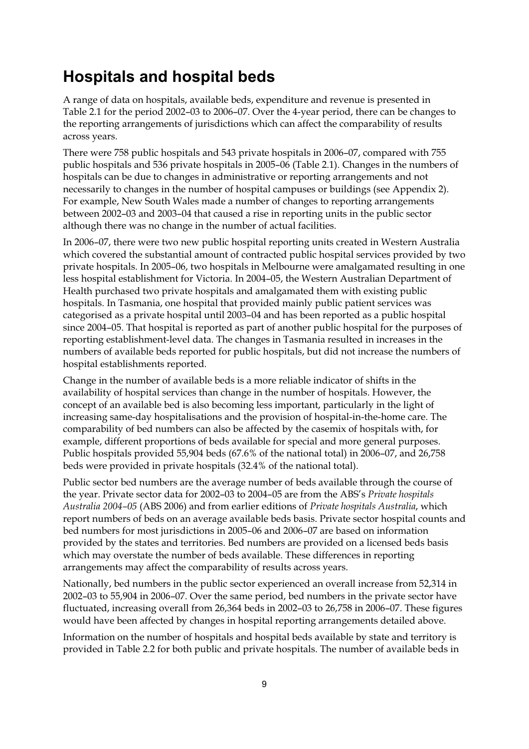## Hospitals and hospital beds

A range of data on hospitals, available beds, expenditure and revenue is presented in Table 2.1 for the period 2002–03 to 2006–07. Over the 4-year period, there can be changes to the reporting arrangements of jurisdictions which can affect the comparability of results across years.

There were 758 public hospitals and 543 private hospitals in 2006–07, compared with 755 public hospitals and 536 private hospitals in 2005–06 (Table 2.1). Changes in the numbers of hospitals can be due to changes in administrative or reporting arrangements and not necessarily to changes in the number of hospital campuses or buildings (see Appendix 2). For example, New South Wales made a number of changes to reporting arrangements between 2002–03 and 2003–04 that caused a rise in reporting units in the public sector although there was no change in the number of actual facilities.

In 2006–07, there were two new public hospital reporting units created in Western Australia which covered the substantial amount of contracted public hospital services provided by two private hospitals. In 2005–06, two hospitals in Melbourne were amalgamated resulting in one less hospital establishment for Victoria. In 2004–05, the Western Australian Department of Health purchased two private hospitals and amalgamated them with existing public hospitals. In Tasmania, one hospital that provided mainly public patient services was categorised as a private hospital until 2003–04 and has been reported as a public hospital since 2004–05. That hospital is reported as part of another public hospital for the purposes of reporting establishment-level data. The changes in Tasmania resulted in increases in the numbers of available beds reported for public hospitals, but did not increase the numbers of hospital establishments reported.

Change in the number of available beds is a more reliable indicator of shifts in the availability of hospital services than change in the number of hospitals. However, the concept of an available bed is also becoming less important, particularly in the light of increasing same-day hospitalisations and the provision of hospital-in-the-home care. The comparability of bed numbers can also be affected by the casemix of hospitals with, for example, different proportions of beds available for special and more general purposes. Public hospitals provided 55,904 beds (67.6% of the national total) in 2006–07, and 26,758 beds were provided in private hospitals (32.4% of the national total).

Public sector bed numbers are the average number of beds available through the course of the year. Private sector data for 2002–03 to 2004–05 are from the ABS's *Private hospitals Australia 2004–05* (ABS 2006) and from earlier editions of *Private hospitals Australia*, which report numbers of beds on an average available beds basis. Private sector hospital counts and bed numbers for most jurisdictions in 2005–06 and 2006–07 are based on information provided by the states and territories. Bed numbers are provided on a licensed beds basis which may overstate the number of beds available. These differences in reporting arrangements may affect the comparability of results across years.

Nationally, bed numbers in the public sector experienced an overall increase from 52,314 in 2002–03 to 55,904 in 2006–07. Over the same period, bed numbers in the private sector have fluctuated, increasing overall from 26,364 beds in 2002–03 to 26,758 in 2006–07. These figures would have been affected by changes in hospital reporting arrangements detailed above.

Information on the number of hospitals and hospital beds available by state and territory is provided in Table 2.2 for both public and private hospitals. The number of available beds in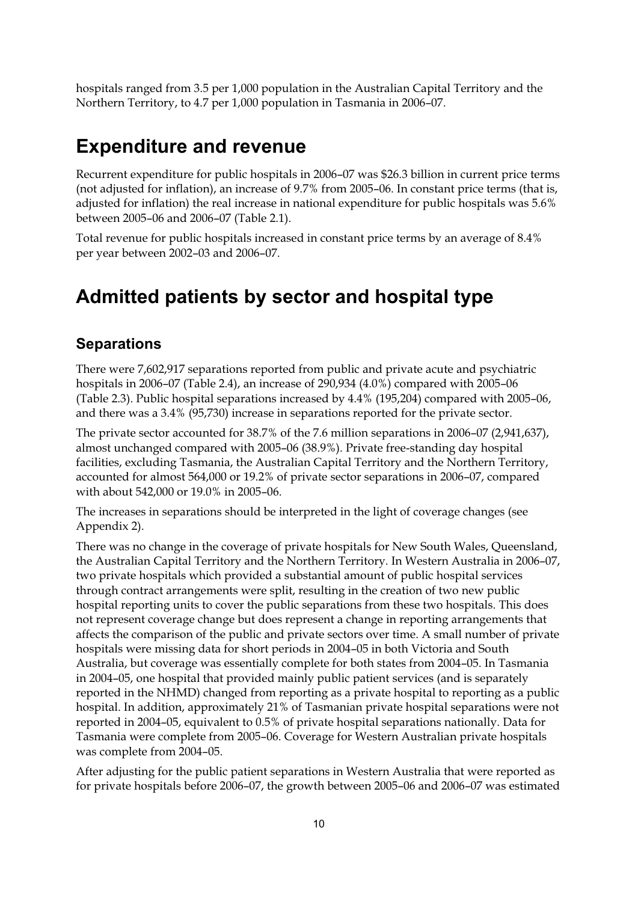hospitals ranged from 3.5 per 1,000 population in the Australian Capital Territory and the Northern Territory, to 4.7 per 1,000 population in Tasmania in 2006–07.

# Expenditure and revenue

Recurrent expenditure for public hospitals in 2006–07 was $26.3 billion in current price terms (not adjusted for inflation), an increase of 9.7% from 2005–06. In constant price terms (that is, adjusted for inflation) the real increase in national expenditure for public hospitals was 5.6% between 2005–06 and 2006–07 (Table 2.1).

Total revenue for public hospitals increased in constant price terms by an average of 8.4% per year between 2002–03 and 2006–07.

# Admitted patients by sector and hospital type

## Separations

There were 7,602,917 separations reported from public and private acute and psychiatric hospitals in 2006–07 (Table 2.4), an increase of 290,934 (4.0%) compared with 2005–06 (Table 2.3). Public hospital separations increased by 4.4% (195,204) compared with 2005–06, and there was a 3.4% (95,730) increase in separations reported for the private sector.

The private sector accounted for 38.7% of the 7.6 million separations in 2006–07 (2,941,637), almost unchanged compared with 2005–06 (38.9%). Private free-standing day hospital facilities, excluding Tasmania, the Australian Capital Territory and the Northern Territory, accounted for almost 564,000 or 19.2% of private sector separations in 2006–07, compared with about 542,000 or 19.0% in 2005–06.

The increases in separations should be interpreted in the light of coverage changes (see Appendix 2).

There was no change in the coverage of private hospitals for New South Wales, Queensland, the Australian Capital Territory and the Northern Territory. In Western Australia in 2006–07, two private hospitals which provided a substantial amount of public hospital services through contract arrangements were split, resulting in the creation of two new public hospital reporting units to cover the public separations from these two hospitals. This does not represent coverage change but does represent a change in reporting arrangements that affects the comparison of the public and private sectors over time. A small number of private hospitals were missing data for short periods in 2004–05 in both Victoria and South Australia, but coverage was essentially complete for both states from 2004–05. In Tasmania in 2004–05, one hospital that provided mainly public patient services (and is separately reported in the NHMD) changed from reporting as a private hospital to reporting as a public hospital. In addition, approximately 21% of Tasmanian private hospital separations were not reported in 2004–05, equivalent to 0.5% of private hospital separations nationally. Data for Tasmania were complete from 2005–06. Coverage for Western Australian private hospitals was complete from 2004–05.

After adjusting for the public patient separations in Western Australia that were reported as for private hospitals before 2006–07, the growth between 2005–06 and 2006–07 was estimated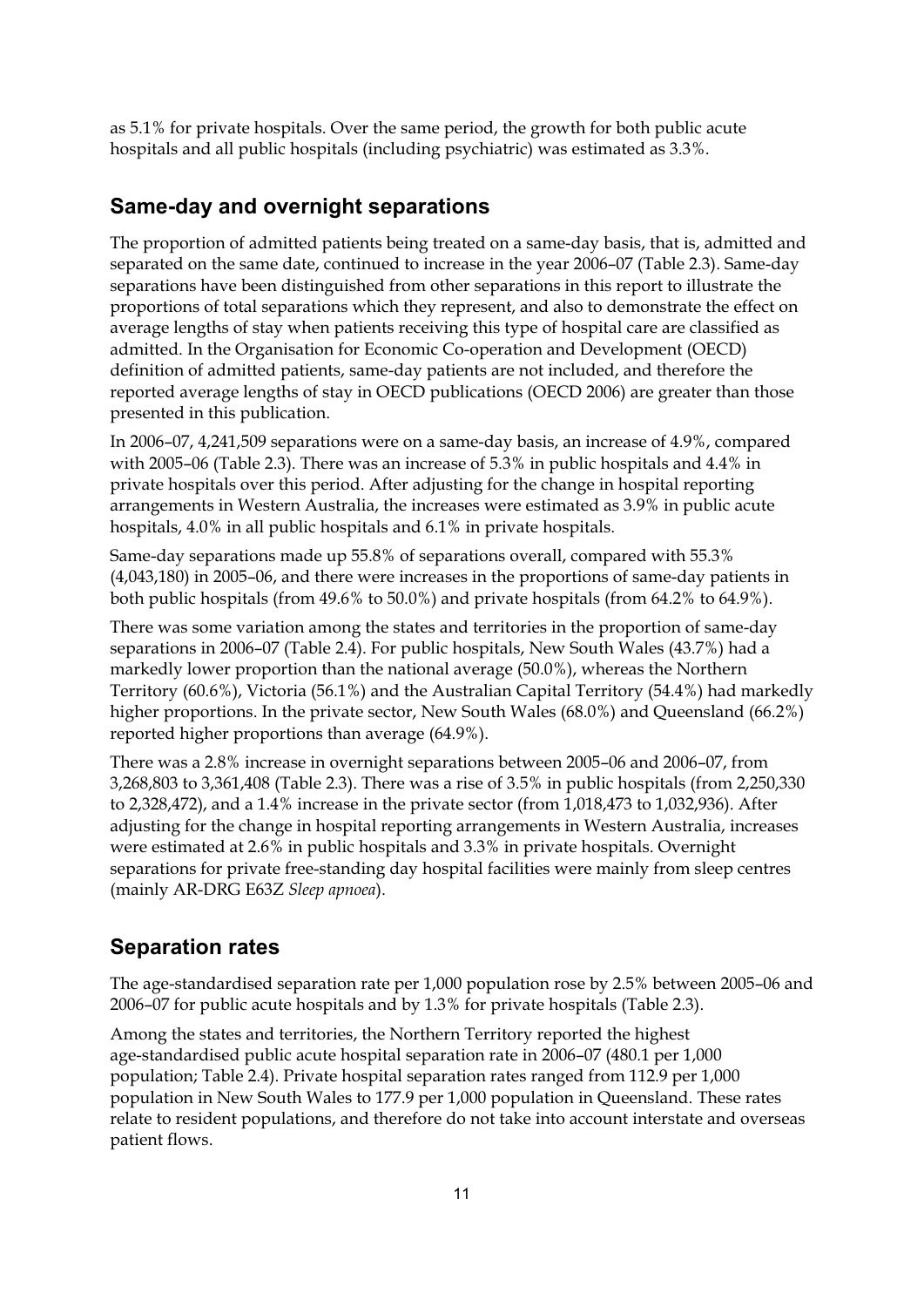as 5.1% for private hospitals. Over the same period, the growth for both public acute hospitals and all public hospitals (including psychiatric) was estimated as 3.3%.

## Same-day and overnight separations

The proportion of admitted patients being treated on a same-day basis, that is, admitted and separated on the same date, continued to increase in the year 2006–07 (Table 2.3). Same-day separations have been distinguished from other separations in this report to illustrate the proportions of total separations which they represent, and also to demonstrate the effect on average lengths of stay when patients receiving this type of hospital care are classified as admitted. In the Organisation for Economic Co-operation and Development (OECD) definition of admitted patients, same-day patients are not included, and therefore the reported average lengths of stay in OECD publications (OECD 2006) are greater than those presented in this publication.

In 2006–07, 4,241,509 separations were on a same-day basis, an increase of 4.9%, compared with 2005–06 (Table 2.3). There was an increase of 5.3% in public hospitals and 4.4% in private hospitals over this period. After adjusting for the change in hospital reporting arrangements in Western Australia, the increases were estimated as 3.9% in public acute hospitals, 4.0% in all public hospitals and 6.1% in private hospitals.

Same-day separations made up 55.8% of separations overall, compared with 55.3% (4,043,180) in 2005–06, and there were increases in the proportions of same-day patients in both public hospitals (from 49.6% to 50.0%) and private hospitals (from 64.2% to 64.9%).

There was some variation among the states and territories in the proportion of same-day separations in 2006–07 (Table 2.4). For public hospitals, New South Wales (43.7%) had a markedly lower proportion than the national average (50.0%), whereas the Northern Territory (60.6%), Victoria (56.1%) and the Australian Capital Territory (54.4%) had markedly higher proportions. In the private sector, New South Wales (68.0%) and Queensland (66.2%) reported higher proportions than average (64.9%).

There was a 2.8% increase in overnight separations between 2005–06 and 2006–07, from 3,268,803 to 3,361,408 (Table 2.3). There was a rise of 3.5% in public hospitals (from 2,250,330 to 2,328,472), and a 1.4% increase in the private sector (from 1,018,473 to 1,032,936). After adjusting for the change in hospital reporting arrangements in Western Australia, increases were estimated at 2.6% in public hospitals and 3.3% in private hospitals. Overnight separations for private free-standing day hospital facilities were mainly from sleep centres (mainly AR-DRG E63Z *Sleep apnoea*).

## Separation rates

The age-standardised separation rate per 1,000 population rose by 2.5% between 2005–06 and 2006–07 for public acute hospitals and by 1.3% for private hospitals (Table 2.3).

Among the states and territories, the Northern Territory reported the highest age-standardised public acute hospital separation rate in 2006–07 (480.1 per 1,000 population; Table 2.4). Private hospital separation rates ranged from 112.9 per 1,000 population in New South Wales to 177.9 per 1,000 population in Queensland. These rates relate to resident populations, and therefore do not take into account interstate and overseas patient flows.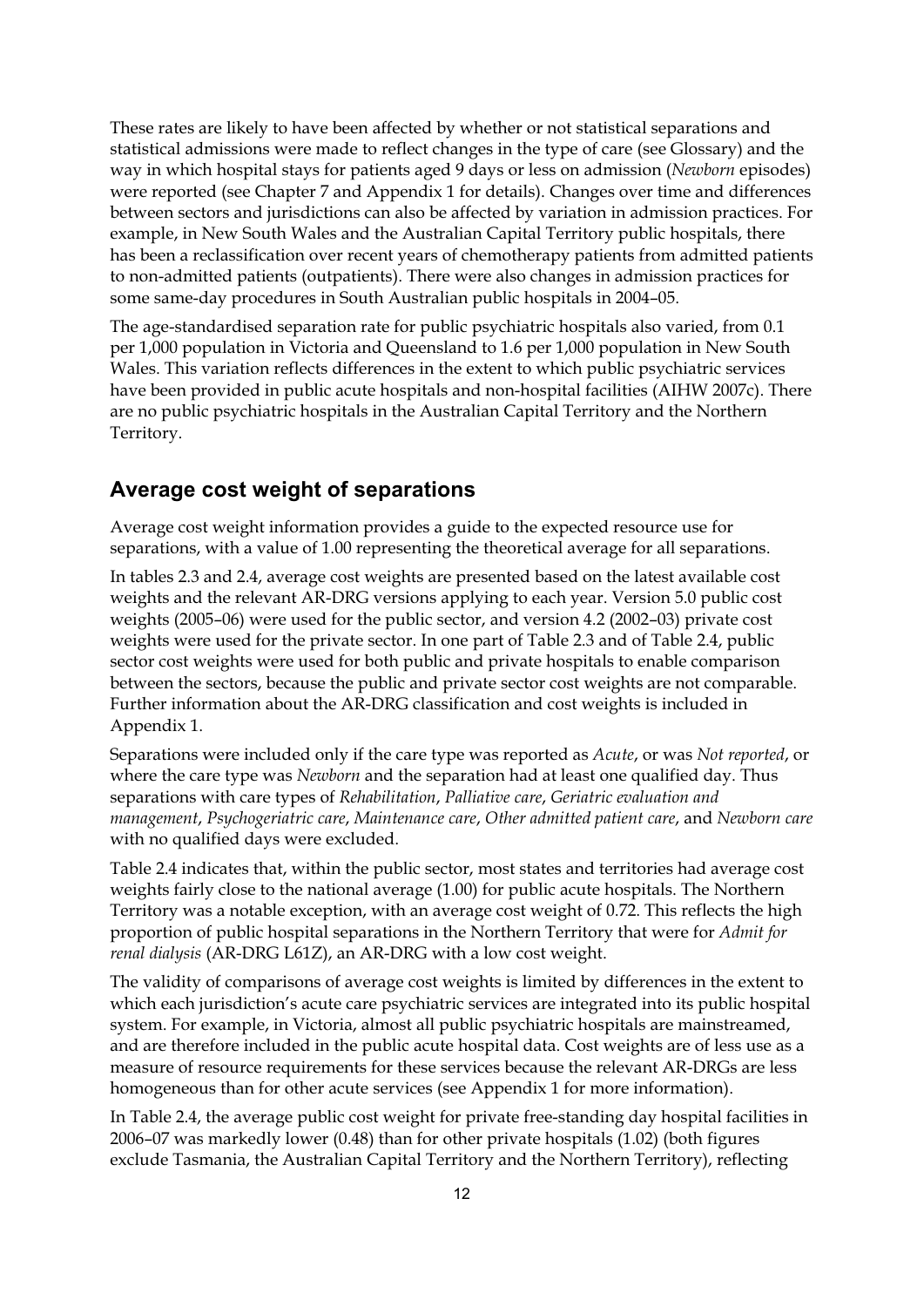These rates are likely to have been affected by whether or not statistical separations and statistical admissions were made to reflect changes in the type of care (see Glossary) and the way in which hospital stays for patients aged 9 days or less on admission (*Newborn* episodes) were reported (see Chapter 7 and Appendix 1 for details). Changes over time and differences between sectors and jurisdictions can also be affected by variation in admission practices. For example, in New South Wales and the Australian Capital Territory public hospitals, there has been a reclassification over recent years of chemotherapy patients from admitted patients to non-admitted patients (outpatients). There were also changes in admission practices for some same-day procedures in South Australian public hospitals in 2004–05.

The age-standardised separation rate for public psychiatric hospitals also varied, from 0.1 per 1,000 population in Victoria and Queensland to 1.6 per 1,000 population in New South Wales. This variation reflects differences in the extent to which public psychiatric services have been provided in public acute hospitals and non-hospital facilities (AIHW 2007c). There are no public psychiatric hospitals in the Australian Capital Territory and the Northern Territory.

## Average cost weight of separations

Average cost weight information provides a guide to the expected resource use for separations, with a value of 1.00 representing the theoretical average for all separations.

In tables 2.3 and 2.4, average cost weights are presented based on the latest available cost weights and the relevant AR-DRG versions applying to each year. Version 5.0 public cost weights (2005–06) were used for the public sector, and version 4.2 (2002–03) private cost weights were used for the private sector. In one part of Table 2.3 and of Table 2.4, public sector cost weights were used for both public and private hospitals to enable comparison between the sectors, because the public and private sector cost weights are not comparable. Further information about the AR-DRG classification and cost weights is included in Appendix 1.

Separations were included only if the care type was reported as *Acute*, or was *Not reported*, or where the care type was *Newborn* and the separation had at least one qualified day. Thus separations with care types of *Rehabilitation*, *Palliative care*, *Geriatric evaluation and management*, *Psychogeriatric care*, *Maintenance care*, *Other admitted patient care*, and *Newborn care* with no qualified days were excluded.

Table 2.4 indicates that, within the public sector, most states and territories had average cost weights fairly close to the national average (1.00) for public acute hospitals. The Northern Territory was a notable exception, with an average cost weight of 0.72. This reflects the high proportion of public hospital separations in the Northern Territory that were for *Admit for renal dialysis* (AR-DRG L61Z), an AR-DRG with a low cost weight.

The validity of comparisons of average cost weights is limited by differences in the extent to which each jurisdiction's acute care psychiatric services are integrated into its public hospital system. For example, in Victoria, almost all public psychiatric hospitals are mainstreamed, and are therefore included in the public acute hospital data. Cost weights are of less use as a measure of resource requirements for these services because the relevant AR-DRGs are less homogeneous than for other acute services (see Appendix 1 for more information).

In Table 2.4, the average public cost weight for private free-standing day hospital facilities in 2006–07 was markedly lower (0.48) than for other private hospitals (1.02) (both figures exclude Tasmania, the Australian Capital Territory and the Northern Territory), reflecting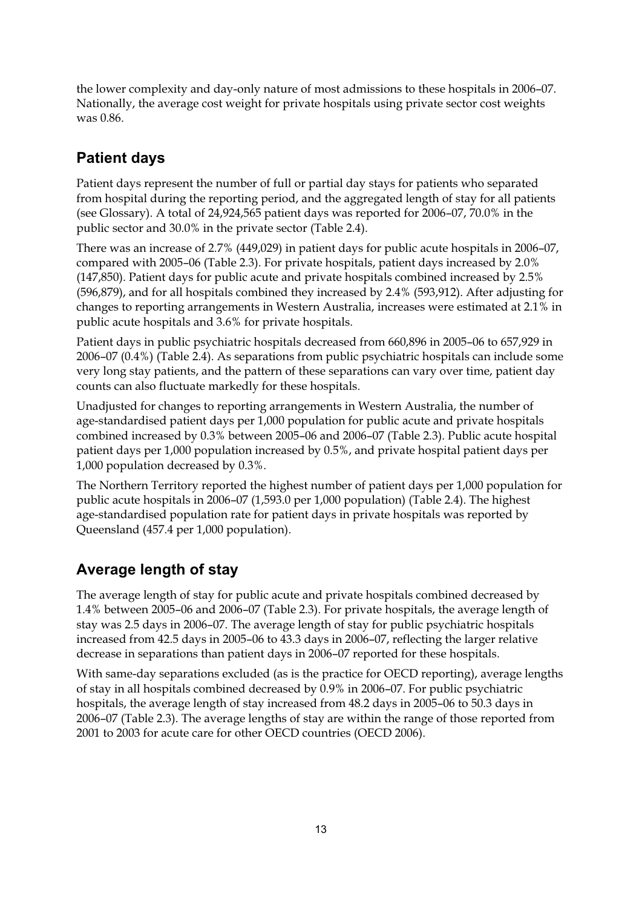the lower complexity and day-only nature of most admissions to these hospitals in 2006–07. Nationally, the average cost weight for private hospitals using private sector cost weights was 0.86.

## Patient days

Patient days represent the number of full or partial day stays for patients who separated from hospital during the reporting period, and the aggregated length of stay for all patients (see Glossary). A total of 24,924,565 patient days was reported for 2006–07, 70.0% in the public sector and 30.0% in the private sector (Table 2.4).

There was an increase of 2.7% (449,029) in patient days for public acute hospitals in 2006–07, compared with 2005–06 (Table 2.3). For private hospitals, patient days increased by 2.0% (147,850). Patient days for public acute and private hospitals combined increased by 2.5% (596,879), and for all hospitals combined they increased by 2.4% (593,912). After adjusting for changes to reporting arrangements in Western Australia, increases were estimated at 2.1% in public acute hospitals and 3.6% for private hospitals.

Patient days in public psychiatric hospitals decreased from 660,896 in 2005–06 to 657,929 in 2006–07 (0.4%) (Table 2.4). As separations from public psychiatric hospitals can include some very long stay patients, and the pattern of these separations can vary over time, patient day counts can also fluctuate markedly for these hospitals.

Unadjusted for changes to reporting arrangements in Western Australia, the number of age-standardised patient days per 1,000 population for public acute and private hospitals combined increased by 0.3% between 2005–06 and 2006–07 (Table 2.3). Public acute hospital patient days per 1,000 population increased by 0.5%, and private hospital patient days per 1,000 population decreased by 0.3%.

The Northern Territory reported the highest number of patient days per 1,000 population for public acute hospitals in 2006–07 (1,593.0 per 1,000 population) (Table 2.4). The highest age-standardised population rate for patient days in private hospitals was reported by Queensland (457.4 per 1,000 population).

## Average length of stay

The average length of stay for public acute and private hospitals combined decreased by 1.4% between 2005–06 and 2006–07 (Table 2.3). For private hospitals, the average length of stay was 2.5 days in 2006–07. The average length of stay for public psychiatric hospitals increased from 42.5 days in 2005–06 to 43.3 days in 2006–07, reflecting the larger relative decrease in separations than patient days in 2006–07 reported for these hospitals.

With same-day separations excluded (as is the practice for OECD reporting), average lengths of stay in all hospitals combined decreased by 0.9% in 2006–07. For public psychiatric hospitals, the average length of stay increased from 48.2 days in 2005–06 to 50.3 days in 2006–07 (Table 2.3). The average lengths of stay are within the range of those reported from 2001 to 2003 for acute care for other OECD countries (OECD 2006).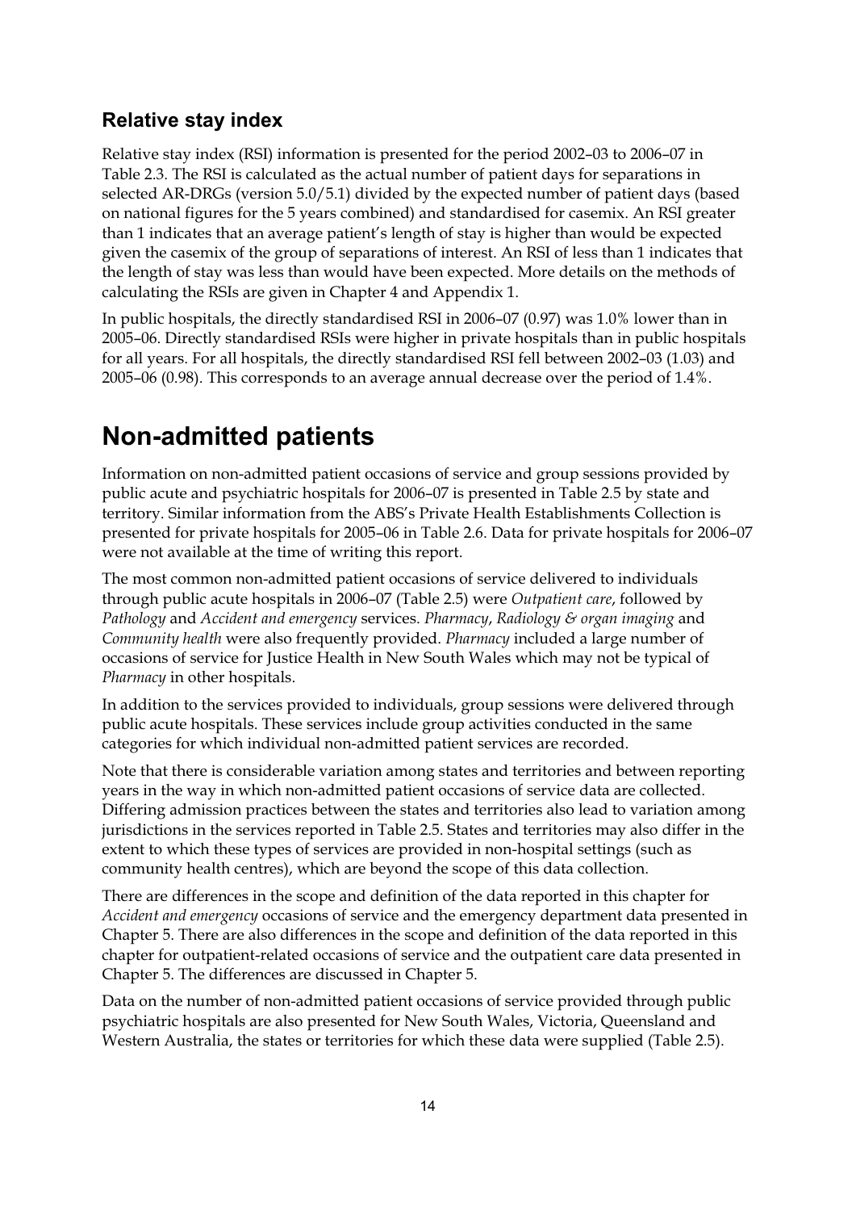### Relative stay index

Relative stay index (RSI) information is presented for the period 2002–03 to 2006–07 in Table 2.3. The RSI is calculated as the actual number of patient days for separations in selected AR-DRGs (version 5.0/5.1) divided by the expected number of patient days (based on national figures for the 5 years combined) and standardised for casemix. An RSI greater than 1 indicates that an average patient's length of stay is higher than would be expected given the casemix of the group of separations of interest. An RSI of less than 1 indicates that the length of stay was less than would have been expected. More details on the methods of calculating the RSIs are given in Chapter 4 and Appendix 1.

In public hospitals, the directly standardised RSI in 2006–07 (0.97) was 1.0% lower than in 2005–06. Directly standardised RSIs were higher in private hospitals than in public hospitals for all years. For all hospitals, the directly standardised RSI fell between 2002–03 (1.03) and 2005–06 (0.98). This corresponds to an average annual decrease over the period of 1.4%.

## Non-admitted patients

Information on non-admitted patient occasions of service and group sessions provided by public acute and psychiatric hospitals for 2006–07 is presented in Table 2.5 by state and territory. Similar information from the ABS's Private Health Establishments Collection is presented for private hospitals for 2005–06 in Table 2.6. Data for private hospitals for 2006–07 were not available at the time of writing this report.

The most common non-admitted patient occasions of service delivered to individuals through public acute hospitals in 2006–07 (Table 2.5) were *Outpatient care*, followed by *Pathology* and *Accident and emergency* services. *Pharmacy*, *Radiology & organ imaging* and *Community health* were also frequently provided. *Pharmacy* included a large number of occasions of service for Justice Health in New South Wales which may not be typical of *Pharmacy* in other hospitals.

In addition to the services provided to individuals, group sessions were delivered through public acute hospitals. These services include group activities conducted in the same categories for which individual non-admitted patient services are recorded.

Note that there is considerable variation among states and territories and between reporting years in the way in which non-admitted patient occasions of service data are collected. Differing admission practices between the states and territories also lead to variation among jurisdictions in the services reported in Table 2.5. States and territories may also differ in the extent to which these types of services are provided in non-hospital settings (such as community health centres), which are beyond the scope of this data collection.

There are differences in the scope and definition of the data reported in this chapter for *Accident and emergency* occasions of service and the emergency department data presented in Chapter 5. There are also differences in the scope and definition of the data reported in this chapter for outpatient-related occasions of service and the outpatient care data presented in Chapter 5. The differences are discussed in Chapter 5.

Data on the number of non-admitted patient occasions of service provided through public psychiatric hospitals are also presented for New South Wales, Victoria, Queensland and Western Australia, the states or territories for which these data were supplied (Table 2.5).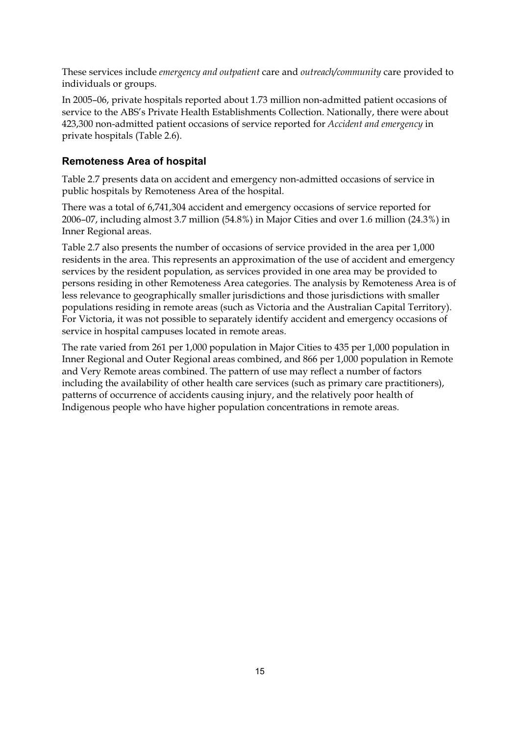These services include *emergency and outpatient* care and *outreach/community* care provided to individuals or groups.

In 2005–06, private hospitals reported about 1.73 million non-admitted patient occasions of service to the ABS's Private Health Establishments Collection. Nationally, there were about 423,300 non-admitted patient occasions of service reported for *Accident and emergency* in private hospitals (Table 2.6).

## Remoteness Area of hospital

Table 2.7 presents data on accident and emergency non-admitted occasions of service in public hospitals by Remoteness Area of the hospital.

There was a total of 6,741,304 accident and emergency occasions of service reported for 2006–07, including almost 3.7 million (54.8%) in Major Cities and over 1.6 million (24.3%) in Inner Regional areas.

Table 2.7 also presents the number of occasions of service provided in the area per 1,000 residents in the area. This represents an approximation of the use of accident and emergency services by the resident population, as services provided in one area may be provided to persons residing in other Remoteness Area categories. The analysis by Remoteness Area is of less relevance to geographically smaller jurisdictions and those jurisdictions with smaller populations residing in remote areas (such as Victoria and the Australian Capital Territory). For Victoria, it was not possible to separately identify accident and emergency occasions of service in hospital campuses located in remote areas.

The rate varied from 261 per 1,000 population in Major Cities to 435 per 1,000 population in Inner Regional and Outer Regional areas combined, and 866 per 1,000 population in Remote and Very Remote areas combined. The pattern of use may reflect a number of factors including the availability of other health care services (such as primary care practitioners), patterns of occurrence of accidents causing injury, and the relatively poor health of Indigenous people who have higher population concentrations in remote areas.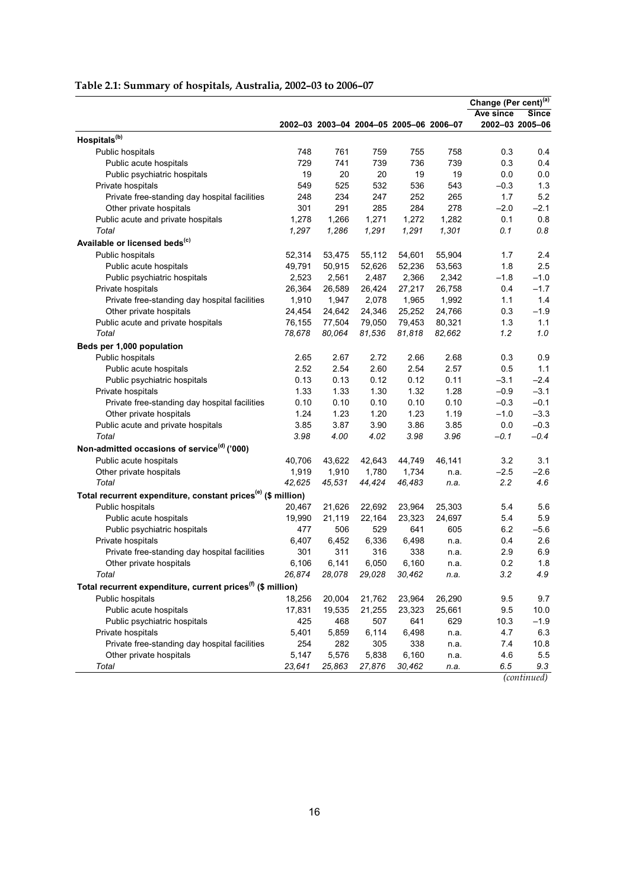**Table 2.1: Summary of hospitals, Australia, 2002–03 to 2006–07**

| | 2002–03 | 2003–04 | 2004–05 | 2005–06 | 2006–07 | Change (Per cent)[(a)] Ave since 2002–03 | Since 2005–06 |
|---|---|---|---|---|---|---|---|
| **Hospitals[(b)]** | | | | | | | |
| Public hospitals | 748 | 761 | 759 | 755 | 758 | 0.3 | 0.4 |
| Public acute hospitals | 729 | 741 | 739 | 736 | 739 | 0.3 | 0.4 |
| Public psychiatric hospitals | 19 | 20 | 20 | 19 | 19 | 0.0 | 0.0 |
| Private hospitals | 549 | 525 | 532 | 536 | 543 | –0.3 | 1.3 |
| Private free-standing day hospital facilities | 248 | 234 | 247 | 252 | 265 | 1.7 | 5.2 |
| Other private hospitals | 301 | 291 | 285 | 284 | 278 | –2.0 | –2.1 |
| Public acute and private hospitals | 1,278 | 1,266 | 1,271 | 1,272 | 1,282 | 0.1 | 0.8 |
| *Total* | *1,297* | *1,286* | *1,291* | *1,291* | *1,301* | *0.1* | *0.8* |
| **Available or licensed beds[(c)]** | | | | | | | |
| Public hospitals | 52,314 | 53,475 | 55,112 | 54,601 | 55,904 | 1.7 | 2.4 |
| Public acute hospitals | 49,791 | 50,915 | 52,626 | 52,236 | 53,563 | 1.8 | 2.5 |
| Public psychiatric hospitals | 2,523 | 2,561 | 2,487 | 2,366 | 2,342 | –1.8 | –1.0 |
| Private hospitals | 26,364 | 26,589 | 26,424 | 27,217 | 26,758 | 0.4 | –1.7 |
| Private free-standing day hospital facilities | 1,910 | 1,947 | 2,078 | 1,965 | 1,992 | 1.1 | 1.4 |
| Other private hospitals | 24,454 | 24,642 | 24,346 | 25,252 | 24,766 | 0.3 | –1.9 |
| Public acute and private hospitals | 76,155 | 77,504 | 79,050 | 79,453 | 80,321 | 1.3 | 1.1 |
| *Total* | *78,678* | *80,064* | *81,536* | *81,818* | *82,662* | *1.2* | *1.0* |
| **Beds per 1,000 population** | | | | | | | |
| Public hospitals | 2.65 | 2.67 | 2.72 | 2.66 | 2.68 | 0.3 | 0.9 |
| Public acute hospitals | 2.52 | 2.54 | 2.60 | 2.54 | 2.57 | 0.5 | 1.1 |
| Public psychiatric hospitals | 0.13 | 0.13 | 0.12 | 0.12 | 0.11 | –3.1 | –2.4 |
| Private hospitals | 1.33 | 1.33 | 1.30 | 1.32 | 1.28 | –0.9 | –3.1 |
| Private free-standing day hospital facilities | 0.10 | 0.10 | 0.10 | 0.10 | 0.10 | –0.3 | –0.1 |
| Other private hospitals | 1.24 | 1.23 | 1.20 | 1.23 | 1.19 | –1.0 | –3.3 |
| Public acute and private hospitals | 3.85 | 3.87 | 3.90 | 3.86 | 3.85 | 0.0 | –0.3 |
| *Total* | *3.98* | *4.00* | *4.02* | *3.98* | *3.96* | *–0.1* | *–0.4* |
| **Non-admitted occasions of service[(d)] ('000)** | | | | | | | |
| Public acute hospitals | 40,706 | 43,622 | 42,643 | 44,749 | 46,141 | 3.2 | 3.1 |
| Other private hospitals | 1,919 | 1,910 | 1,780 | 1,734 | n.a. | –2.5 | –2.6 |
| *Total* | *42,625* | *45,531* | *44,424* | *46,483* | *n.a.* | *2.2* | *4.6* |
| **Total recurrent expenditure, constant prices[(e)] ($ million)** | | | | | | | |
| Public hospitals | 20,467 | 21,626 | 22,692 | 23,964 | 25,303 | 5.4 | 5.6 |
| Public acute hospitals | 19,990 | 21,119 | 22,164 | 23,323 | 24,697 | 5.4 | 5.9 |
| Public psychiatric hospitals | 477 | 506 | 529 | 641 | 605 | 6.2 | –5.6 |
| Private hospitals | 6,407 | 6,452 | 6,336 | 6,498 | n.a. | 0.4 | 2.6 |
| Private free-standing day hospital facilities | 301 | 311 | 316 | 338 | n.a. | 2.9 | 6.9 |
| Other private hospitals | 6,106 | 6,141 | 6,050 | 6,160 | n.a. | 0.2 | 1.8 |
| *Total* | *26,874* | *28,078* | *29,028* | *30,462* | *n.a.* | *3.2* | *4.9* |
| **Total recurrent expenditure, current prices[(f)] ($ million)** | | | | | | | |
| Public hospitals | 18,256 | 20,004 | 21,762 | 23,964 | 26,290 | 9.5 | 9.7 |
| Public acute hospitals | 17,831 | 19,535 | 21,255 | 23,323 | 25,661 | 9.5 | 10.0 |
| Public psychiatric hospitals | 425 | 468 | 507 | 641 | 629 | 10.3 | –1.9 |
| Private hospitals | 5,401 | 5,859 | 6,114 | 6,498 | n.a. | 4.7 | 6.3 |
| Private free-standing day hospital facilities | 254 | 282 | 305 | 338 | n.a. | 7.4 | 10.8 |
| Other private hospitals | 5,147 | 5,576 | 5,838 | 6,160 | n.a. | 4.6 | 5.5 |
| *Total* | *23,641* | *25,863* | *27,876* | *30,462* | *n.a.* | *6.5* | *9.3* |

*(continued)*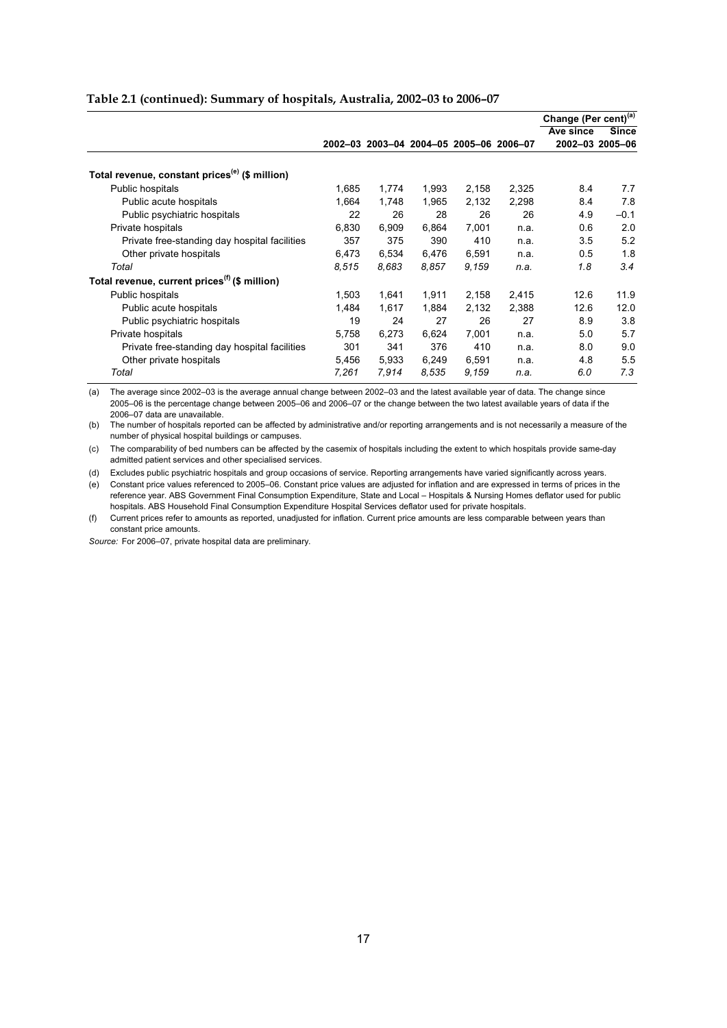**Table 2.1 (continued): Summary of hospitals, Australia, 2002–03 to 2006–07**

| | 2002–03 | 2003–04 | 2004–05 | 2005–06 | 2006–07 | Change (Per cent)[(a)] Ave since 2002–03 | Since 2005–06 |
|---|---|---|---|---|---|---|---|
| **Total revenue, constant prices[(e)] ($ million)** | | | | | | | |
| Public hospitals | 1,685 | 1,774 | 1,993 | 2,158 | 2,325 | 8.4 | 7.7 |
| Public acute hospitals | 1,664 | 1,748 | 1,965 | 2,132 | 2,298 | 8.4 | 7.8 |
| Public psychiatric hospitals | 22 | 26 | 28 | 26 | 26 | 4.9 | –0.1 |
| Private hospitals | 6,830 | 6,909 | 6,864 | 7,001 | n.a. | 0.6 | 2.0 |
| Private free-standing day hospital facilities | 357 | 375 | 390 | 410 | n.a. | 3.5 | 5.2 |
| Other private hospitals | 6,473 | 6,534 | 6,476 | 6,591 | n.a. | 0.5 | 1.8 |
| *Total* | *8,515* | *8,683* | *8,857* | *9,159* | *n.a.* | *1.8* | *3.4* |
| **Total revenue, current prices[(f)] ($ million)** | | | | | | | |
| Public hospitals | 1,503 | 1,641 | 1,911 | 2,158 | 2,415 | 12.6 | 11.9 |
| Public acute hospitals | 1,484 | 1,617 | 1,884 | 2,132 | 2,388 | 12.6 | 12.0 |
| Public psychiatric hospitals | 19 | 24 | 27 | 26 | 27 | 8.9 | 3.8 |
| Private hospitals | 5,758 | 6,273 | 6,624 | 7,001 | n.a. | 5.0 | 5.7 |
| Private free-standing day hospital facilities | 301 | 341 | 376 | 410 | n.a. | 8.0 | 9.0 |
| Other private hospitals | 5,456 | 5,933 | 6,249 | 6,591 | n.a. | 4.8 | 5.5 |
| *Total* | *7,261* | *7,914* | *8,535* | *9,159* | *n.a.* | *6.0* | *7.3* |

(a) The average since 2002–03 is the average annual change between 2002–03 and the latest available year of data. The change since 2005–06 is the percentage change between 2005–06 and 2006–07 or the change between the two latest available years of data if the 2006–07 data are unavailable.

(b) The number of hospitals reported can be affected by administrative and/or reporting arrangements and is not necessarily a measure of the number of physical hospital buildings or campuses.

(c) The comparability of bed numbers can be affected by the casemix of hospitals including the extent to which hospitals provide same-day admitted patient services and other specialised services.

(d) Excludes public psychiatric hospitals and group occasions of service. Reporting arrangements have varied significantly across years.

(e) Constant price values referenced to 2005–06. Constant price values are adjusted for inflation and are expressed in terms of prices in the reference year. ABS Government Final Consumption Expenditure, State and Local – Hospitals & Nursing Homes deflator used for public hospitals. ABS Household Final Consumption Expenditure Hospital Services deflator used for private hospitals.

(f) Current prices refer to amounts as reported, unadjusted for inflation. Current price amounts are less comparable between years than constant price amounts.

*Source:* For 2006–07, private hospital data are preliminary.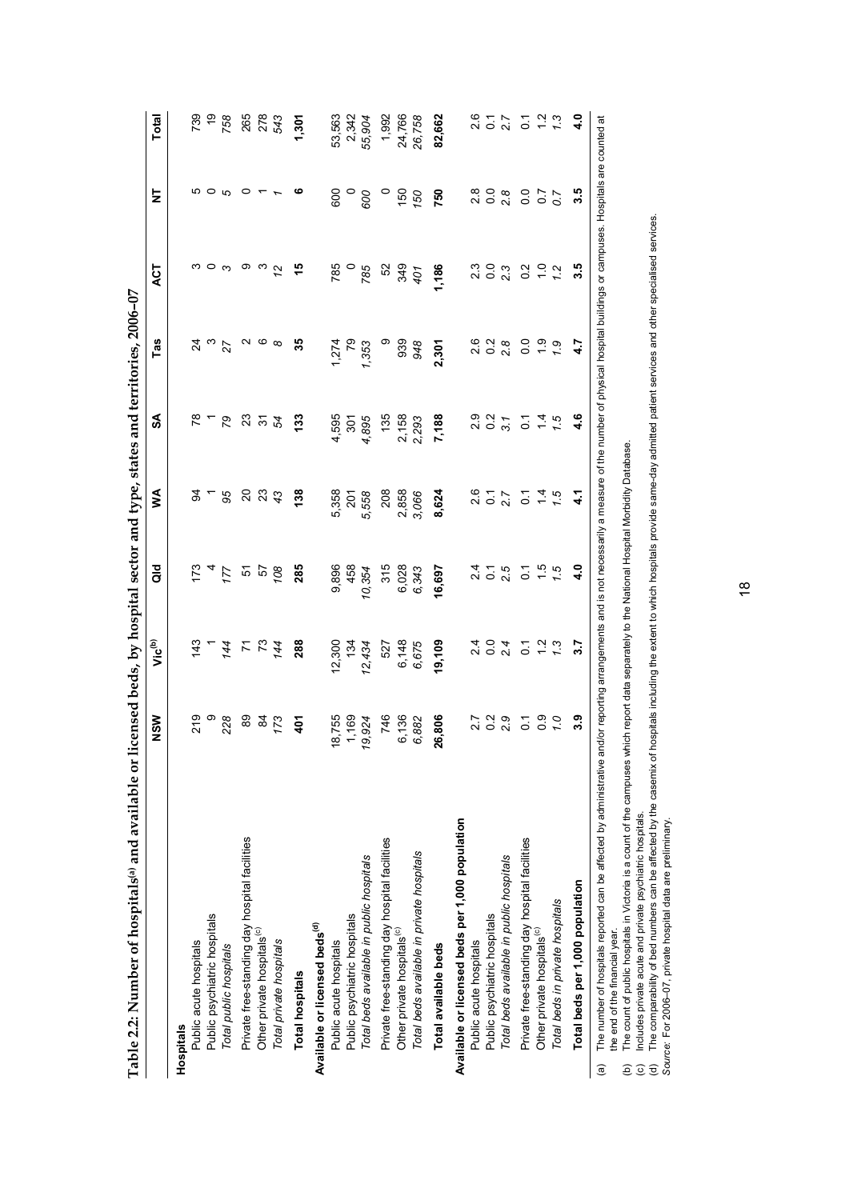## Table 2.2: Number of hospitals[(a)] and available or licensed beds, by hospital sector and type, states and territories, 2006–07

| | NSW | Vic[(b)] | Qld | WA | SA | Tas | ACT | NT | Total |
|---|---|---|---|---|---|---|---|---|---|
| **Hospitals** | | | | | | | | | |
| Public acute hospitals | 219 | 143 | 173 | 94 | 78 | 24 | 3 | 5 | 739 |
| Public psychiatric hospitals | 9 | 1 | 4 | 1 | 1 | 3 | 0 | 0 | 19 |
| *Total public hospitals* | *228* | *144* | *177* | *95* | *79* | *27* | *3* | *5* | *758* |
| Private free-standing day hospital facilities | 89 | 71 | 51 | 20 | 23 | 2 | 9 | 0 | 265 |
| Other private hospitals[(c)] | 84 | 73 | 57 | 23 | 31 | 6 | 3 | 1 | 278 |
| *Total private hospitals* | *173* | *144* | *108* | *43* | *54* | *8* | *12* | *1* | *543* |
| **Total hospitals** | **401** | **288** | **285** | **138** | **133** | **35** | **15** | **6** | **1,301** |
| **Available or licensed beds[(d)]** | | | | | | | | | |
| Public acute hospitals | 18,755 | 12,300 | 9,896 | 5,358 | 4,595 | 1,274 | 785 | 600 | 53,563 |
| Public psychiatric hospitals | 1,169 | 134 | 458 | 201 | 301 | 79 | 0 | 0 | 2,342 |
| *Total beds available in public hospitals* | *19,924* | *12,434* | *10,354* | *5,558* | *4,895* | *1,353* | *785* | *600* | *55,904* |
| Private free-standing day hospital facilities | 746 | 527 | 315 | 208 | 135 | 9 | 52 | 0 | 1,992 |
| Other private hospitals[(c)] | 6,136 | 6,148 | 6,028 | 2,858 | 2,158 | 939 | 349 | 150 | 24,766 |
| *Total beds available in private hospitals* | *6,882* | *6,675* | *6,343* | *3,066* | *2,293* | *948* | *401* | *150* | *26,758* |
| **Total available beds** | **26,806** | **19,109** | **16,697** | **8,624** | **7,188** | **2,301** | **1,186** | **750** | **82,662** |
| **Available or licensed beds per 1,000 population** | | | | | | | | | |
| Public acute hospitals | 2.7 | 2.4 | 2.4 | 2.6 | 2.9 | 2.6 | 2.3 | 2.8 | 2.6 |
| Public psychiatric hospitals | 0.2 | 0.0 | 0.1 | 0.1 | 0.2 | 0.2 | 0.0 | 0.0 | 0.1 |
| *Total beds available in public hospitals* | *2.9* | *2.4* | *2.5* | *2.7* | *3.1* | *2.8* | *2.3* | *2.8* | *2.7* |
| Private free-standing day hospital facilities | 0.1 | 0.1 | 0.1 | 0.1 | 0.1 | 0.0 | 0.2 | 0.0 | 0.1 |
| Other private hospitals[(c)] | 0.9 | 1.2 | 1.5 | 1.4 | 1.4 | 1.9 | 1.0 | 0.7 | 1.2 |
| *Total beds in private hospitals* | *1.0* | *1.3* | *1.5* | *1.5* | *1.5* | *1.9* | *1.2* | *0.7* | *1.3* |
| **Total beds per 1,000 population** | **3.9** | **3.7** | **4.0** | **4.1** | **4.6** | **4.7** | **3.5** | **3.5** | **4.0** |

(a) The number of hospitals reported can be affected by administrative and/or reporting arrangements and is not necessarily a measure of the number of physical hospital buildings or campuses. Hospitals are counted at the end of the financial year.

(b) The count of public hospitals in Victoria is a count of the campuses which report data separately to the National Hospital Morbidity Database.

(c) Includes private acute and private psychiatric hospitals.

(d) The comparability of bed numbers can be affected by the casemix of hospitals including the extent to which hospitals provide same-day admitted patient services and other specialised services.

*Source:* For 2006–07, private hospital data are preliminary.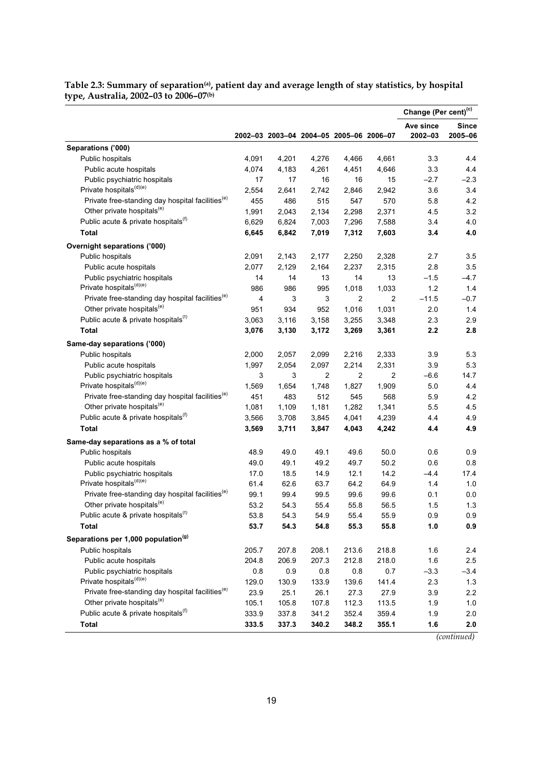**Table 2.3: Summary of separation(a), patient day and average length of stay statistics, by hospital type, Australia, 2002–03 to 2006–07(b)**

| | 2002–03 | 2003–04 | 2004–05 | 2005–06 | 2006–07 | Change (Per cent)(c) Ave since 2002–03 | Since 2005–06 |
|---|---|---|---|---|---|---|---|
| **Separations ('000)** | | | | | | | |
| Public hospitals | 4,091 | 4,201 | 4,276 | 4,466 | 4,661 | 3.3 | 4.4 |
| Public acute hospitals | 4,074 | 4,183 | 4,261 | 4,451 | 4,646 | 3.3 | 4.4 |
| Public psychiatric hospitals | 17 | 17 | 16 | 16 | 15 | –2.7 | –2.3 |
| Private hospitals(d)(e) | 2,554 | 2,641 | 2,742 | 2,846 | 2,942 | 3.6 | 3.4 |
| Private free-standing day hospital facilities(e) | 455 | 486 | 515 | 547 | 570 | 5.8 | 4.2 |
| Other private hospitals(e) | 1,991 | 2,043 | 2,134 | 2,298 | 2,371 | 4.5 | 3.2 |
| Public acute & private hospitals(f) | 6,629 | 6,824 | 7,003 | 7,296 | 7,588 | 3.4 | 4.0 |
| **Total** | **6,645** | **6,842** | **7,019** | **7,312** | **7,603** | **3.4** | **4.0** |
| **Overnight separations ('000)** | | | | | | | |
| Public hospitals | 2,091 | 2,143 | 2,177 | 2,250 | 2,328 | 2.7 | 3.5 |
| Public acute hospitals | 2,077 | 2,129 | 2,164 | 2,237 | 2,315 | 2.8 | 3.5 |
| Public psychiatric hospitals | 14 | 14 | 13 | 14 | 13 | –1.5 | –4.7 |
| Private hospitals(d)(e) | 986 | 986 | 995 | 1,018 | 1,033 | 1.2 | 1.4 |
| Private free-standing day hospital facilities(e) | 4 | 3 | 3 | 2 | 2 | –11.5 | –0.7 |
| Other private hospitals(e) | 951 | 934 | 952 | 1,016 | 1,031 | 2.0 | 1.4 |
| Public acute & private hospitals(f) | 3,063 | 3,116 | 3,158 | 3,255 | 3,348 | 2.3 | 2.9 |
| **Total** | **3,076** | **3,130** | **3,172** | **3,269** | **3,361** | **2.2** | **2.8** |
| **Same-day separations ('000)** | | | | | | | |
| Public hospitals | 2,000 | 2,057 | 2,099 | 2,216 | 2,333 | 3.9 | 5.3 |
| Public acute hospitals | 1,997 | 2,054 | 2,097 | 2,214 | 2,331 | 3.9 | 5.3 |
| Public psychiatric hospitals | 3 | 3 | 2 | 2 | 2 | –6.6 | 14.7 |
| Private hospitals(d)(e) | 1,569 | 1,654 | 1,748 | 1,827 | 1,909 | 5.0 | 4.4 |
| Private free-standing day hospital facilities(e) | 451 | 483 | 512 | 545 | 568 | 5.9 | 4.2 |
| Other private hospitals(e) | 1,081 | 1,109 | 1,181 | 1,282 | 1,341 | 5.5 | 4.5 |
| Public acute & private hospitals(f) | 3,566 | 3,708 | 3,845 | 4,041 | 4,239 | 4.4 | 4.9 |
| **Total** | **3,569** | **3,711** | **3,847** | **4,043** | **4,242** | **4.4** | **4.9** |
| **Same-day separations as a % of total** | | | | | | | |
| Public hospitals | 48.9 | 49.0 | 49.1 | 49.6 | 50.0 | 0.6 | 0.9 |
| Public acute hospitals | 49.0 | 49.1 | 49.2 | 49.7 | 50.2 | 0.6 | 0.8 |
| Public psychiatric hospitals | 17.0 | 18.5 | 14.9 | 12.1 | 14.2 | –4.4 | 17.4 |
| Private hospitals(d)(e) | 61.4 | 62.6 | 63.7 | 64.2 | 64.9 | 1.4 | 1.0 |
| Private free-standing day hospital facilities(e) | 99.1 | 99.4 | 99.5 | 99.6 | 99.6 | 0.1 | 0.0 |
| Other private hospitals(e) | 53.2 | 54.3 | 55.4 | 55.8 | 56.5 | 1.5 | 1.3 |
| Public acute & private hospitals(f) | 53.8 | 54.3 | 54.9 | 55.4 | 55.9 | 0.9 | 0.9 |
| **Total** | **53.7** | **54.3** | **54.8** | **55.3** | **55.8** | **1.0** | **0.9** |
| **Separations per 1,000 population(g)** | | | | | | | |
| Public hospitals | 205.7 | 207.8 | 208.1 | 213.6 | 218.8 | 1.6 | 2.4 |
| Public acute hospitals | 204.8 | 206.9 | 207.3 | 212.8 | 218.0 | 1.6 | 2.5 |
| Public psychiatric hospitals | 0.8 | 0.9 | 0.8 | 0.8 | 0.7 | –3.3 | –3.4 |
| Private hospitals(d)(e) | 129.0 | 130.9 | 133.9 | 139.6 | 141.4 | 2.3 | 1.3 |
| Private free-standing day hospital facilities(e) | 23.9 | 25.1 | 26.1 | 27.3 | 27.9 | 3.9 | 2.2 |
| Other private hospitals(e) | 105.1 | 105.8 | 107.8 | 112.3 | 113.5 | 1.9 | 1.0 |
| Public acute & private hospitals(f) | 333.9 | 337.8 | 341.2 | 352.4 | 359.4 | 1.9 | 2.0 |
| **Total** | **333.5** | **337.3** | **340.2** | **348.2** | **355.1** | **1.6** | **2.0** |

*(continued)*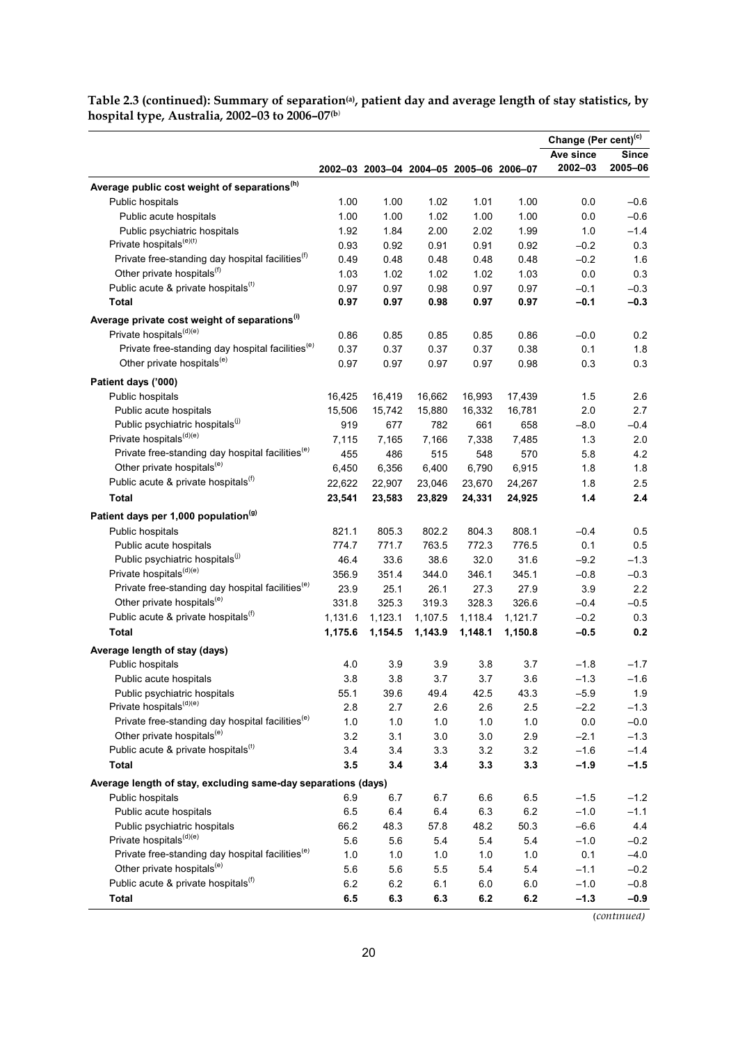**Table 2.3 (continued): Summary of separation[(a)], patient day and average length of stay statistics, by hospital type, Australia, 2002–03 to 2006–07[(b)]**

| | 2002–03 | 2003–04 | 2004–05 | 2005–06 | 2006–07 | Change (Per cent)[(c)] Ave since 2002–03 | Since 2005–06 |
|---|---|---|---|---|---|---|---|
| **Average public cost weight of separations[(h)]** | | | | | | | |
| Public hospitals | 1.00 | 1.00 | 1.02 | 1.01 | 1.00 | 0.0 | –0.6 |
| Public acute hospitals | 1.00 | 1.00 | 1.02 | 1.00 | 1.00 | 0.0 | –0.6 |
| Public psychiatric hospitals | 1.92 | 1.84 | 2.00 | 2.02 | 1.99 | 1.0 | –1.4 |
| Private hospitals[(e)(f)] | 0.93 | 0.92 | 0.91 | 0.91 | 0.92 | –0.2 | 0.3 |
| Private free-standing day hospital facilities[(f)] | 0.49 | 0.48 | 0.48 | 0.48 | 0.48 | –0.2 | 1.6 |
| Other private hospitals[(f)] | 1.03 | 1.02 | 1.02 | 1.02 | 1.03 | 0.0 | 0.3 |
| Public acute & private hospitals[(f)] | 0.97 | 0.97 | 0.98 | 0.97 | 0.97 | –0.1 | –0.3 |
| **Total** | **0.97** | **0.97** | **0.98** | **0.97** | **0.97** | **–0.1** | **–0.3** |
| **Average private cost weight of separations[(i)]** | | | | | | | |
| Private hospitals[(d)(e)] | 0.86 | 0.85 | 0.85 | 0.85 | 0.86 | –0.0 | 0.2 |
| Private free-standing day hospital facilities[(e)] | 0.37 | 0.37 | 0.37 | 0.37 | 0.38 | 0.1 | 1.8 |
| Other private hospitals[(e)] | 0.97 | 0.97 | 0.97 | 0.97 | 0.98 | 0.3 | 0.3 |
| **Patient days ('000)** | | | | | | | |
| Public hospitals | 16,425 | 16,419 | 16,662 | 16,993 | 17,439 | 1.5 | 2.6 |
| Public acute hospitals | 15,506 | 15,742 | 15,880 | 16,332 | 16,781 | 2.0 | 2.7 |
| Public psychiatric hospitals[(j)] | 919 | 677 | 782 | 661 | 658 | –8.0 | –0.4 |
| Private hospitals[(d)(e)] | 7,115 | 7,165 | 7,166 | 7,338 | 7,485 | 1.3 | 2.0 |
| Private free-standing day hospital facilities[(e)] | 455 | 486 | 515 | 548 | 570 | 5.8 | 4.2 |
| Other private hospitals[(e)] | 6,450 | 6,356 | 6,400 | 6,790 | 6,915 | 1.8 | 1.8 |
| Public acute & private hospitals[(f)] | 22,622 | 22,907 | 23,046 | 23,670 | 24,267 | 1.8 | 2.5 |
| **Total** | **23,541** | **23,583** | **23,829** | **24,331** | **24,925** | **1.4** | **2.4** |
| **Patient days per 1,000 population[(g)]** | | | | | | | |
| Public hospitals | 821.1 | 805.3 | 802.2 | 804.3 | 808.1 | –0.4 | 0.5 |
| Public acute hospitals | 774.7 | 771.7 | 763.5 | 772.3 | 776.5 | 0.1 | 0.5 |
| Public psychiatric hospitals[(j)] | 46.4 | 33.6 | 38.6 | 32.0 | 31.6 | –9.2 | –1.3 |
| Private hospitals[(d)(e)] | 356.9 | 351.4 | 344.0 | 346.1 | 345.1 | –0.8 | –0.3 |
| Private free-standing day hospital facilities[(e)] | 23.9 | 25.1 | 26.1 | 27.3 | 27.9 | 3.9 | 2.2 |
| Other private hospitals[(e)] | 331.8 | 325.3 | 319.3 | 328.3 | 326.6 | –0.4 | –0.5 |
| Public acute & private hospitals[(f)] | 1,131.6 | 1,123.1 | 1,107.5 | 1,118.4 | 1,121.7 | –0.2 | 0.3 |
| **Total** | **1,175.6** | **1,154.5** | **1,143.9** | **1,148.1** | **1,150.8** | **–0.5** | **0.2** |
| **Average length of stay (days)** | | | | | | | |
| Public hospitals | 4.0 | 3.9 | 3.9 | 3.8 | 3.7 | –1.8 | –1.7 |
| Public acute hospitals | 3.8 | 3.8 | 3.7 | 3.7 | 3.6 | –1.3 | –1.6 |
| Public psychiatric hospitals | 55.1 | 39.6 | 49.4 | 42.5 | 43.3 | –5.9 | 1.9 |
| Private hospitals[(d)(e)] | 2.8 | 2.7 | 2.6 | 2.6 | 2.5 | –2.2 | –1.3 |
| Private free-standing day hospital facilities[(e)] | 1.0 | 1.0 | 1.0 | 1.0 | 1.0 | 0.0 | –0.0 |
| Other private hospitals[(e)] | 3.2 | 3.1 | 3.0 | 3.0 | 2.9 | –2.1 | –1.3 |
| Public acute & private hospitals[(f)] | 3.4 | 3.4 | 3.3 | 3.2 | 3.2 | –1.6 | –1.4 |
| **Total** | **3.5** | **3.4** | **3.4** | **3.3** | **3.3** | **–1.9** | **–1.5** |
| **Average length of stay, excluding same-day separations (days)** | | | | | | | |
| Public hospitals | 6.9 | 6.7 | 6.7 | 6.6 | 6.5 | –1.5 | –1.2 |
| Public acute hospitals | 6.5 | 6.4 | 6.4 | 6.3 | 6.2 | –1.0 | –1.1 |
| Public psychiatric hospitals | 66.2 | 48.3 | 57.8 | 48.2 | 50.3 | –6.6 | 4.4 |
| Private hospitals[(d)(e)] | 5.6 | 5.6 | 5.4 | 5.4 | 5.4 | –1.0 | –0.2 |
| Private free-standing day hospital facilities[(e)] | 1.0 | 1.0 | 1.0 | 1.0 | 1.0 | 0.1 | –4.0 |
| Other private hospitals[(e)] | 5.6 | 5.6 | 5.5 | 5.4 | 5.4 | –1.1 | –0.2 |
| Public acute & private hospitals[(f)] | 6.2 | 6.2 | 6.1 | 6.0 | 6.0 | –1.0 | –0.8 |
| **Total** | **6.5** | **6.3** | **6.3** | **6.2** | **6.2** | **–1.3** | **–0.9** |

*(continued)*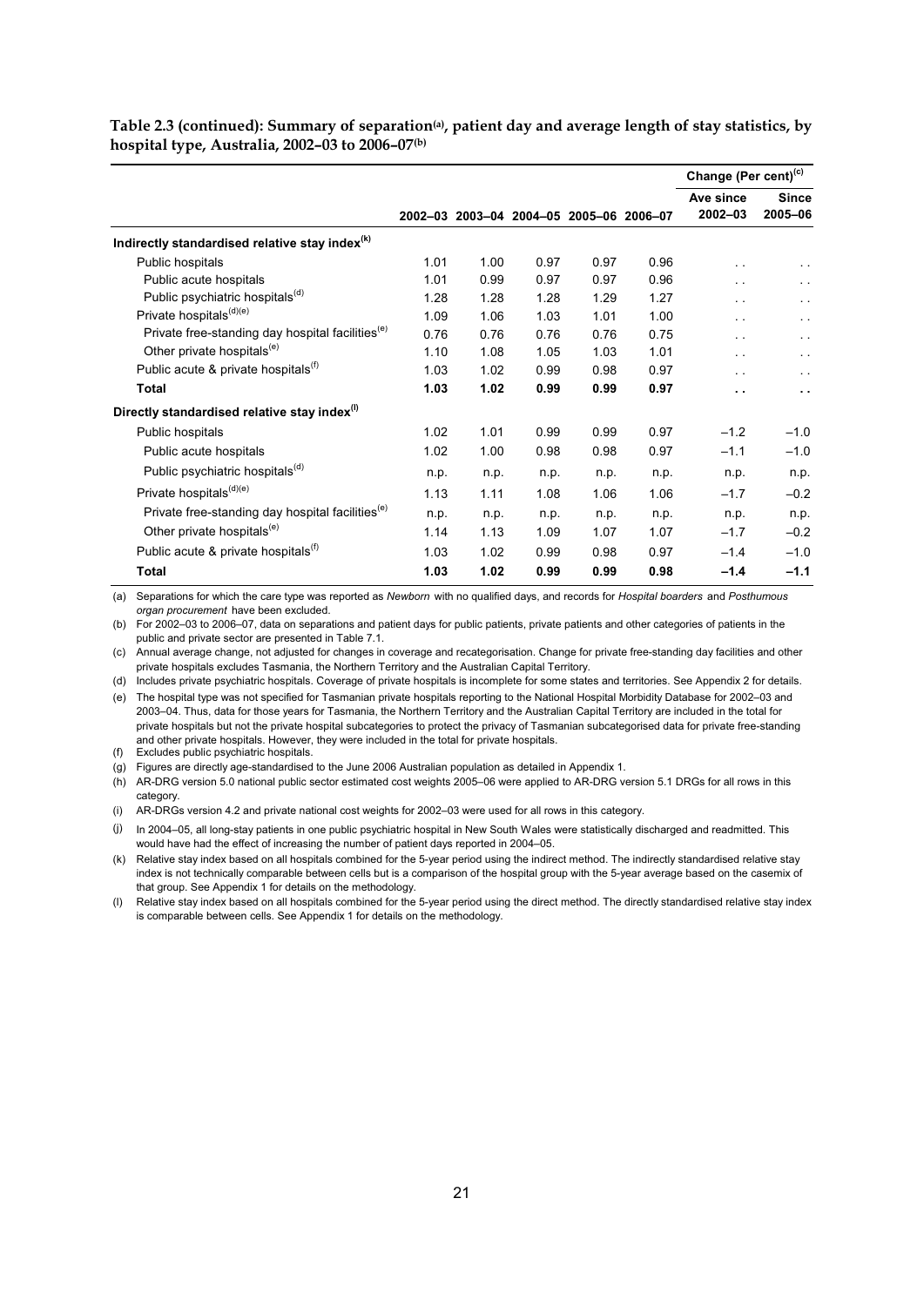**Table 2.3 (continued): Summary of separation[(a)], patient day and average length of stay statistics, by hospital type, Australia, 2002–03 to 2006–07[(b)]**

| | 2002–03 | 2003–04 | 2004–05 | 2005–06 | 2006–07 | Change (Per cent)[(c)] Ave since 2002–03 | Since 2005–06 |
|---|---|---|---|---|---|---|---|
| **Indirectly standardised relative stay index[(k)]** | | | | | | | |
| Public hospitals | 1.01 | 1.00 | 0.97 | 0.97 | 0.96 | . . | . . |
| Public acute hospitals | 1.01 | 0.99 | 0.97 | 0.97 | 0.96 | . . | . . |
| Public psychiatric hospitals[(d)] | 1.28 | 1.28 | 1.28 | 1.29 | 1.27 | . . | . . |
| Private hospitals[(d)(e)] | 1.09 | 1.06 | 1.03 | 1.01 | 1.00 | . . | . . |
| Private free-standing day hospital facilities[(e)] | 0.76 | 0.76 | 0.76 | 0.76 | 0.75 | . . | . . |
| Other private hospitals[(e)] | 1.10 | 1.08 | 1.05 | 1.03 | 1.01 | . . | . . |
| Public acute & private hospitals[(f)] | 1.03 | 1.02 | 0.99 | 0.98 | 0.97 | . . | . . |
| **Total** | **1.03** | **1.02** | **0.99** | **0.99** | **0.97** | **. .** | **. .** |
| **Directly standardised relative stay index[(l)]** | | | | | | | |
| Public hospitals | 1.02 | 1.01 | 0.99 | 0.99 | 0.97 | –1.2 | –1.0 |
| Public acute hospitals | 1.02 | 1.00 | 0.98 | 0.98 | 0.97 | –1.1 | –1.0 |
| Public psychiatric hospitals[(d)] | n.p. | n.p. | n.p. | n.p. | n.p. | n.p. | n.p. |
| Private hospitals[(d)(e)] | 1.13 | 1.11 | 1.08 | 1.06 | 1.06 | –1.7 | –0.2 |
| Private free-standing day hospital facilities[(e)] | n.p. | n.p. | n.p. | n.p. | n.p. | n.p. | n.p. |
| Other private hospitals[(e)] | 1.14 | 1.13 | 1.09 | 1.07 | 1.07 | –1.7 | –0.2 |
| Public acute & private hospitals[(f)] | 1.03 | 1.02 | 0.99 | 0.98 | 0.97 | –1.4 | –1.0 |
| **Total** | **1.03** | **1.02** | **0.99** | **0.99** | **0.98** | **–1.4** | **–1.1** |

(a) Separations for which the care type was reported as *Newborn* with no qualified days, and records for *Hospital boarders* and *Posthumous organ procurement* have been excluded.

(b) For 2002–03 to 2006–07, data on separations and patient days for public patients, private patients and other categories of patients in the public and private sector are presented in Table 7.1.

(c) Annual average change, not adjusted for changes in coverage and recategorisation. Change for private free-standing day facilities and other private hospitals excludes Tasmania, the Northern Territory and the Australian Capital Territory.

(d) Includes private psychiatric hospitals. Coverage of private hospitals is incomplete for some states and territories. See Appendix 2 for details.

(e) The hospital type was not specified for Tasmanian private hospitals reporting to the National Hospital Morbidity Database for 2002–03 and 2003–04. Thus, data for those years for Tasmania, the Northern Territory and the Australian Capital Territory are included in the total for private hospitals but not the private hospital subcategories to protect the privacy of Tasmanian subcategorised data for private free-standing and other private hospitals. However, they were included in the total for private hospitals.

(f) Excludes public psychiatric hospitals.

(g) Figures are directly age-standardised to the June 2006 Australian population as detailed in Appendix 1.

(h) AR-DRG version 5.0 national public sector estimated cost weights 2005–06 were applied to AR-DRG version 5.1 DRGs for all rows in this category.

(i) AR-DRGs version 4.2 and private national cost weights for 2002–03 were used for all rows in this category.

(j) In 2004–05, all long-stay patients in one public psychiatric hospital in New South Wales were statistically discharged and readmitted. This would have had the effect of increasing the number of patient days reported in 2004–05.

(k) Relative stay index based on all hospitals combined for the 5-year period using the indirect method. The indirectly standardised relative stay index is not technically comparable between cells but is a comparison of the hospital group with the 5-year average based on the casemix of that group. See Appendix 1 for details on the methodology.

(l) Relative stay index based on all hospitals combined for the 5-year period using the direct method. The directly standardised relative stay index is comparable between cells. See Appendix 1 for details on the methodology.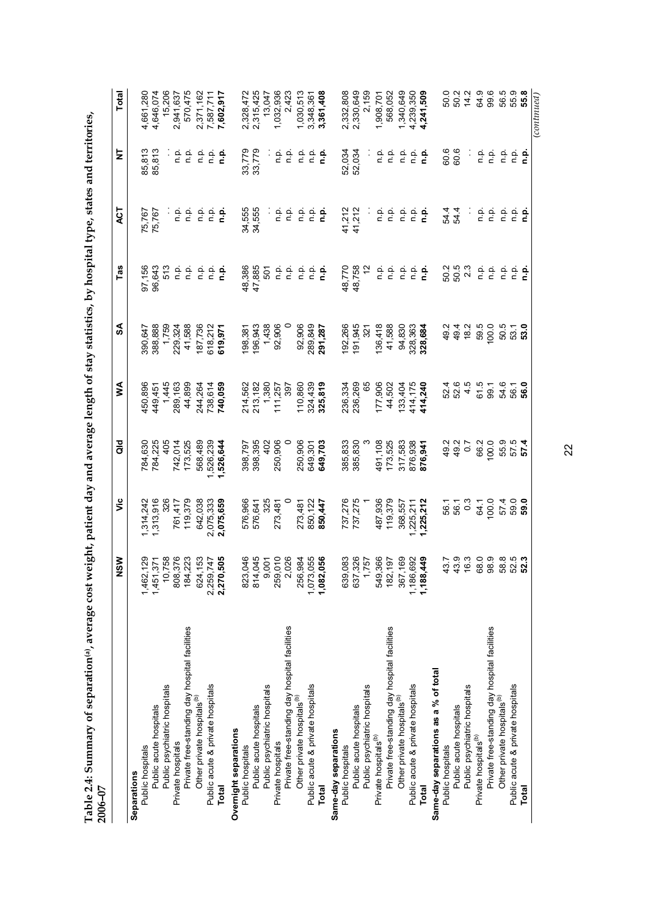**Table 2.4: Summary of separation[(a)], average cost weight, patient day and average length of stay statistics, by hospital type, states and territories, 2006–07**

| | NSW | Vic | Qld | WA | SA | Tas | ACT | NT | Total |
|---|---|---|---|---|---|---|---|---|---|
| **Separations** | | | | | | | | | |
| Public hospitals | 1,462,129 | 1,314,242 | 784,630 | 450,896 | 390,647 | 97,156 | 75,767 | 85,813 | 4,661,280 |
| Public acute hospitals | 1,451,371 | 1,313,916 | 784,225 | 449,451 | 388,888 | 96,643 | 75,767 | 85,813 | 4,646,074 |
| Public psychiatric hospitals | 10,758 | 326 | 405 | 1,445 | 1,759 | 513 | . . | . . | 15,206 |
| Private hospitals | 808,376 | 761,417 | 742,014 | 289,163 | 229,324 | n.p. | n.p. | n.p. | 2,941,637 |
| Private free-standing day hospital facilities | 184,223 | 119,379 | 173,525 | 44,899 | 41,588 | n.p. | n.p. | n.p. | 570,475 |
| Other private hospitals[(b)] | 624,153 | 642,038 | 568,489 | 244,264 | 187,736 | n.p. | n.p. | n.p. | 2,371,162 |
| Public acute & private hospitals | 2,259,747 | 2,075,333 | 1,526,239 | 738,614 | 618,212 | n.p. | n.p. | n.p. | 7,587,711 |
| **Total** | **2,270,505** | **2,075,659** | **1,526,644** | **740,059** | **619,971** | **n.p.** | **n.p.** | **n.p.** | **7,602,917** |
| **Overnight separations** | | | | | | | | | |
| Public hospitals | 823,046 | 576,966 | 398,797 | 214,562 | 198,381 | 48,386 | 34,555 | 33,779 | 2,328,472 |
| Public acute hospitals | 814,045 | 576,641 | 398,395 | 213,182 | 196,943 | 47,885 | 34,555 | 33,779 | 2,315,425 |
| Public psychiatric hospitals | 9,001 | 325 | 402 | 1,380 | 1,438 | 501 | . . | . . | 13,047 |
| Private hospitals | 259,010 | 273,481 | 250,906 | 111,257 | 92,906 | n.p. | n.p. | n.p. | 1,032,936 |
| Private free-standing day hospital facilities | 2,026 | 0 | 0 | 397 | 0 | n.p. | n.p. | n.p. | 2,423 |
| Other private hospitals[(b)] | 256,984 | 273,481 | 250,906 | 110,860 | 92,906 | n.p. | n.p. | n.p. | 1,030,513 |
| Public acute & private hospitals | 1,073,055 | 850,122 | 649,301 | 324,439 | 289,849 | n.p. | n.p. | n.p. | 3,348,361 |
| **Total** | **1,082,056** | **850,447** | **649,703** | **325,819** | **291,287** | **n.p.** | **n.p.** | **n.p.** | **3,361,408** |
| **Same-day separations** | | | | | | | | | |
| Public hospitals | 639,083 | 737,276 | 385,833 | 236,334 | 192,266 | 48,770 | 41,212 | 52,034 | 2,332,808 |
| Public acute hospitals | 637,326 | 737,275 | 385,830 | 236,269 | 191,945 | 48,758 | 41,212 | 52,034 | 2,330,649 |
| Public psychiatric hospitals | 1,757 | 1 | 3 | 65 | 321 | 12 | . . | . . | 2,159 |
| Private hospitals[(b)] | 549,366 | 487,936 | 491,108 | 177,906 | 136,418 | n.p. | n.p. | n.p. | 1,908,701 |
| Private free-standing day hospital facilities | 182,197 | 119,379 | 173,525 | 44,502 | 41,588 | n.p. | n.p. | n.p. | 568,052 |
| Other private hospitals[(b)] | 367,169 | 368,557 | 317,583 | 133,404 | 94,830 | n.p. | n.p. | n.p. | 1,340,649 |
| Public acute & private hospitals | 1,186,692 | 1,225,211 | 876,938 | 414,175 | 328,363 | n.p. | n.p. | n.p. | 4,239,350 |
| **Total** | **1,188,449** | **1,225,212** | **876,941** | **414,240** | **328,684** | **n.p.** | **n.p.** | **n.p.** | **4,241,509** |
| **Same-day separations as a % of total** | | | | | | | | | |
| Public hospitals | 43.7 | 56.1 | 49.2 | 52.4 | 49.2 | 50.2 | 54.4 | 60.6 | 50.0 |
| Public acute hospitals | 43.9 | 56.1 | 49.2 | 52.6 | 49.4 | 50.5 | 54.4 | 60.6 | 50.2 |
| Public psychiatric hospitals | 16.3 | 0.3 | 0.7 | 4.5 | 18.2 | 2.3 | . . | . . | 14.2 |
| Private hospitals[(b)] | 68.0 | 64.1 | 66.2 | 61.5 | 59.5 | n.p. | n.p. | n.p. | 64.9 |
| Private free-standing day hospital facilities | 98.9 | 100.0 | 100.0 | 99.1 | 100.0 | n.p. | n.p. | n.p. | 99.6 |
| Other private hospitals[(b)] | 58.8 | 57.4 | 55.9 | 54.6 | 50.5 | n.p. | n.p. | n.p. | 56.5 |
| Public acute & private hospitals | 52.5 | 59.0 | 57.5 | 56.1 | 53.1 | n.p. | n.p. | n.p. | 55.9 |
| **Total** | **52.3** | **59.0** | **57.4** | **56.0** | **53.0** | **n.p.** | **n.p.** | **n.p.** | **55.8** |

*(continued)*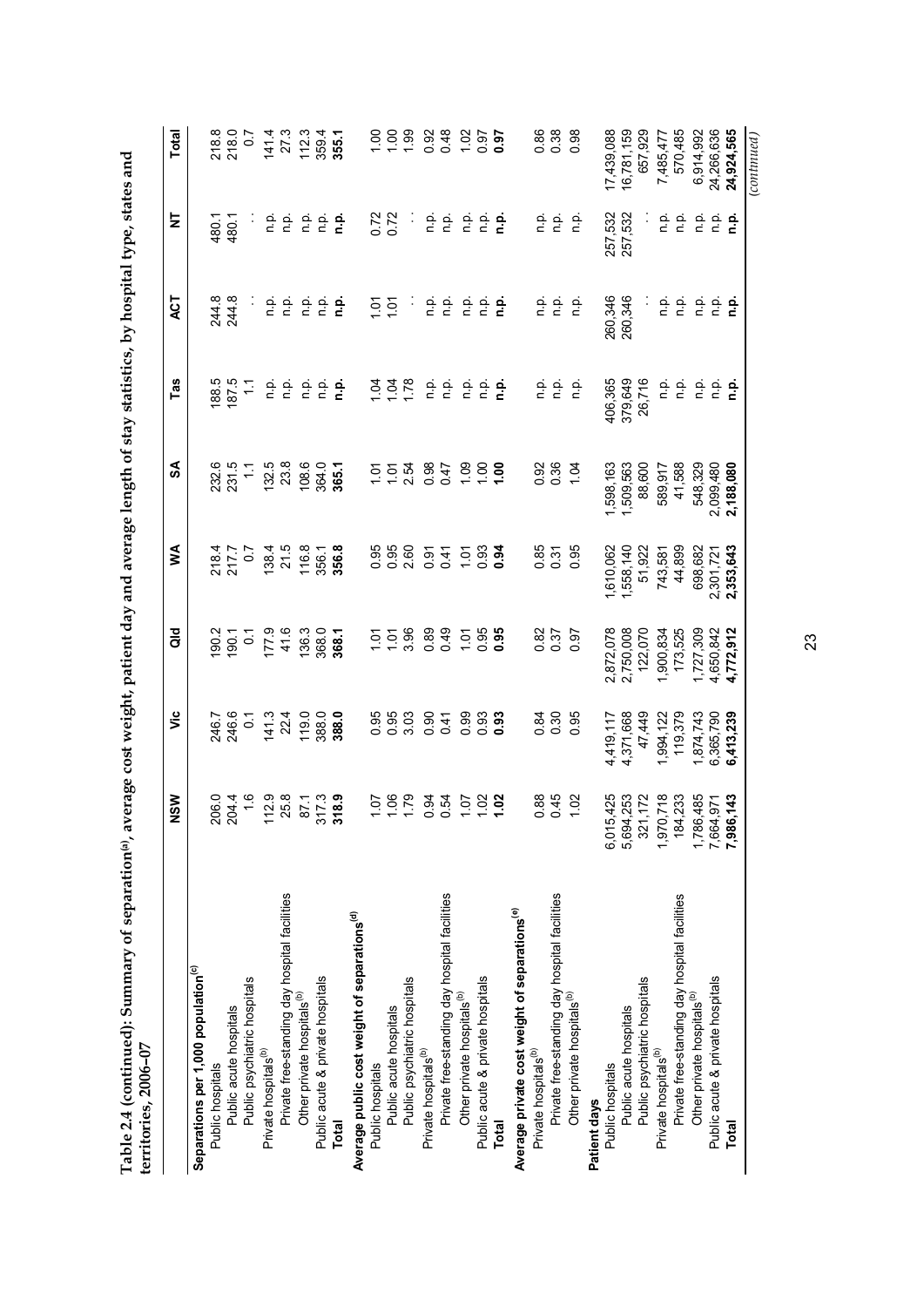**Table 2.4 (continued): Summary of separation[(a)], average cost weight, patient day and average length of stay statistics, by hospital type, states and territories, 2006–07**

| | NSW | Vic | Qld | WA | SA | Tas | ACT | NT | Total |
|---|---|---|---|---|---|---|---|---|---|
| **Separations per 1,000 population[(c)]** | | | | | | | | | |
| Public hospitals | 206.0 | 246.7 | 190.2 | 218.4 | 232.6 | 188.5 | 244.8 | 480.1 | 218.8 |
| Public acute hospitals | 204.4 | 246.6 | 190.1 | 217.7 | 231.5 | 187.5 | 244.8 | 480.1 | 218.0 |
| Public psychiatric hospitals | 1.6 | 0.1 | 0.1 | 0.7 | 1.1 | 1.1 | . . | . . | 0.7 |
| Private hospitals[(b)] | 112.9 | 141.3 | 177.9 | 138.4 | 132.5 | n.p. | n.p. | n.p. | 141.4 |
| Private free-standing day hospital facilities | 25.8 | 22.4 | 41.6 | 21.5 | 23.8 | n.p. | n.p. | n.p. | 27.3 |
| Other private hospitals[(b)] | 87.1 | 119.0 | 136.3 | 116.8 | 108.6 | n.p. | n.p. | n.p. | 112.3 |
| Public acute & private hospitals | 317.3 | 388.0 | 368.0 | 356.1 | 364.0 | n.p. | n.p. | n.p. | 359.4 |
| **Total** | **318.9** | **388.0** | **368.1** | **356.8** | **365.1** | **n.p.** | **n.p.** | **n.p.** | **355.1** |
| **Average public cost weight of separations[(d)]** | | | | | | | | | |
| Public hospitals | 1.07 | 0.95 | 1.01 | 0.95 | 1.01 | 1.04 | 1.01 | 0.72 | 1.00 |
| Public acute hospitals | 1.06 | 0.95 | 1.01 | 0.95 | 1.01 | 1.04 | 1.01 | 0.72 | 1.00 |
| Public psychiatric hospitals | 1.79 | 3.03 | 3.96 | 2.60 | 2.54 | 1.78 | . . | . . | 1.99 |
| Private hospitals[(b)] | 0.94 | 0.90 | 0.89 | 0.91 | 0.98 | n.p. | n.p. | n.p. | 0.92 |
| Private free-standing day hospital facilities | 0.54 | 0.41 | 0.49 | 0.41 | 0.47 | n.p. | n.p. | n.p. | 0.48 |
| Other private hospitals[(b)] | 1.07 | 0.99 | 1.01 | 1.01 | 1.09 | n.p. | n.p. | n.p. | 1.02 |
| Public acute & private hospitals | 1.02 | 0.93 | 0.95 | 0.93 | 1.00 | n.p. | n.p. | n.p. | 0.97 |
| **Total** | **1.02** | **0.93** | **0.95** | **0.94** | **1.00** | **n.p.** | **n.p.** | **n.p.** | **0.97** |
| **Average private cost weight of separations[(e)]** | | | | | | | | | |
| Private hospitals[(b)] | 0.88 | 0.84 | 0.82 | 0.85 | 0.92 | n.p. | n.p. | n.p. | 0.86 |
| Private free-standing day hospital facilities | 0.45 | 0.30 | 0.37 | 0.31 | 0.36 | n.p. | n.p. | n.p. | 0.38 |
| Other private hospitals[(b)] | 1.02 | 0.95 | 0.97 | 0.95 | 1.04 | n.p. | n.p. | n.p. | 0.98 |
| **Patient days** | | | | | | | | | |
| Public hospitals | 6,015,425 | 4,419,117 | 2,872,078 | 1,610,062 | 1,598,163 | 406,365 | 260,346 | 257,532 | 17,439,088 |
| Public acute hospitals | 5,694,253 | 4,371,668 | 2,750,008 | 1,558,140 | 1,509,563 | 379,649 | 260,346 | 257,532 | 16,781,159 |
| Public psychiatric hospitals | 321,172 | 47,449 | 122,070 | 51,922 | 88,600 | 26,716 | . . | . . | 657,929 |
| Private hospitals[(b)] | 1,970,718 | 1,994,122 | 1,900,834 | 743,581 | 589,917 | n.p. | n.p. | n.p. | 7,485,477 |
| Private free-standing day hospital facilities | 184,233 | 119,379 | 173,525 | 44,899 | 41,588 | n.p. | n.p. | n.p. | 570,485 |
| Other private hospitals[(b)] | 1,786,485 | 1,874,743 | 1,727,309 | 698,682 | 548,329 | n.p. | n.p. | n.p. | 6,914,992 |
| Public acute & private hospitals | 7,664,971 | 6,365,790 | 4,650,842 | 2,301,721 | 2,099,480 | n.p. | n.p. | n.p. | 24,266,636 |
| **Total** | **7,986,143** | **6,413,239** | **4,772,912** | **2,353,643** | **2,188,080** | **n.p.** | **n.p.** | **n.p.** | **24,924,565** |

*(continued)*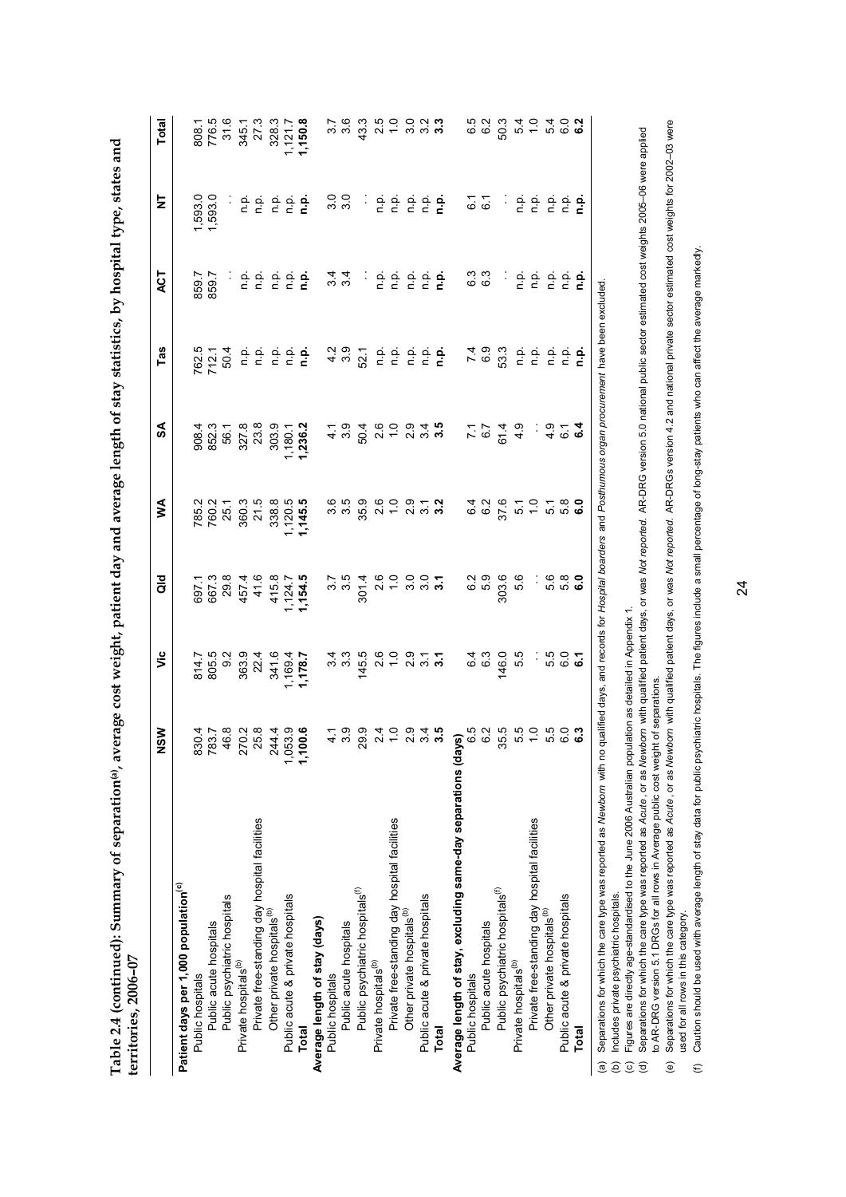**Table 2.4 (continued): Summary of separation[(a)], average cost weight, patient day and average length of stay statistics, by hospital type, states and territories, 2006–07**

| | NSW | Vic | Qld | WA | SA | Tas | ACT | NT | Total |
|---|---|---|---|---|---|---|---|---|---|
| **Patient days per 1,000 population[(c)]** | | | | | | | | | |
| Public hospitals | 830.4 | 814.7 | 697.1 | 785.2 | 908.4 | 762.5 | 859.7 | 1,593.0 | 808.1 |
| Public acute hospitals | 783.7 | 805.5 | 667.3 | 760.2 | 852.3 | 712.1 | 859.7 | 1,593.0 | 776.5 |
| Public psychiatric hospitals | 46.8 | 9.2 | 29.8 | 25.1 | 56.1 | 50.4 | . . | . . | 31.6 |
| Private hospitals[(b)] | 270.2 | 363.9 | 457.4 | 360.3 | 327.8 | n.p. | n.p. | n.p. | 345.1 |
| Private free-standing day hospital facilities | 25.8 | 22.4 | 41.6 | 21.5 | 23.8 | n.p. | n.p. | n.p. | 27.3 |
| Other private hospitals[(b)] | 244.4 | 341.6 | 415.8 | 338.8 | 303.9 | n.p. | n.p. | n.p. | 328.3 |
| Public acute & private hospitals | 1,053.9 | 1,169.4 | 1,124.7 | 1,120.5 | 1,180.1 | n.p. | n.p. | n.p. | 1,121.7 |
| **Total** | **1,100.6** | **1,178.7** | **1,154.5** | **1,145.5** | **1,236.2** | **n.p.** | **n.p.** | **n.p.** | **1,150.8** |
| **Average length of stay (days)** | | | | | | | | | |
| Public hospitals | 4.1 | 3.4 | 3.7 | 3.6 | 4.1 | 4.2 | 3.4 | 3.0 | 3.7 |
| Public acute hospitals | 3.9 | 3.3 | 3.5 | 3.5 | 3.9 | 3.9 | 3.4 | 3.0 | 3.6 |
| Public psychiatric hospitals[(f)] | 29.9 | 145.5 | 301.4 | 35.9 | 50.4 | 52.1 | . . | . . | 43.3 |
| Private hospitals[(b)] | 2.4 | 2.6 | 2.6 | 2.6 | 2.6 | n.p. | n.p. | n.p. | 2.5 |
| Private free-standing day hospital facilities | 1.0 | 1.0 | 1.0 | 1.0 | 1.0 | n.p. | n.p. | n.p. | 1.0 |
| Other private hospitals[(b)] | 2.9 | 2.9 | 3.0 | 2.9 | 2.9 | n.p. | n.p. | n.p. | 3.0 |
| Public acute & private hospitals | 3.4 | 3.1 | 3.0 | 3.1 | 3.4 | n.p. | n.p. | n.p. | 3.2 |
| **Total** | **3.5** | **3.1** | **3.1** | **3.2** | **3.5** | **n.p.** | **n.p.** | **n.p.** | **3.3** |
| **Average length of stay, excluding same-day separations (days)** | | | | | | | | | |
| Public hospitals | 6.5 | 6.4 | 6.2 | 6.4 | 7.1 | 7.4 | 6.3 | 6.1 | 6.5 |
| Public acute hospitals | 6.2 | 6.3 | 5.9 | 6.2 | 6.7 | 6.9 | 6.3 | 6.1 | 6.2 |
| Public psychiatric hospitals[(f)] | 35.5 | 146.0 | 303.6 | 37.6 | 61.4 | 53.3 | . . | . . | 50.3 |
| Private hospitals[(b)] | 5.5 | 5.5 | 5.6 | 5.1 | 4.9 | n.p. | n.p. | n.p. | 5.4 |
| Private free-standing day hospital facilities | 1.0 | . . | . . | 1.0 | . . | n.p. | n.p. | n.p. | 1.0 |
| Other private hospitals[(b)] | 5.5 | 5.5 | 5.6 | 5.1 | 4.9 | n.p. | n.p. | n.p. | 5.4 |
| Public acute & private hospitals | 6.0 | 6.0 | 5.8 | 5.8 | 6.1 | n.p. | n.p. | n.p. | 6.0 |
| **Total** | **6.3** | **6.1** | **6.0** | **6.0** | **6.4** | **n.p.** | **n.p.** | **n.p.** | **6.2** |

(a) Separations for which the care type was reported as *Newborn* with no qualified days, and records for *Hospital boarders* and *Posthumous organ procurement* have been excluded.

(b) Includes private psychiatric hospitals.

(c) Figures are directly age-standardised to the June 2006 Australian population as detailed in Appendix 1.

(d) Separations for which the care type was reported as *Acute*, or as *Newborn* with qualified patient days, or was *Not reported*. AR-DRG version 5.0 national public sector estimated cost weights 2005–06 were applied to AR-DRG version 5.1 DRGs for all rows in Average public cost weight of separations.

(e) Separations for which the care type was reported as *Acute*, or as *Newborn* with qualified patient days, or was *Not reported*. AR-DRGs version 4.2 and national private sector estimated cost weights for 2002–03 were used for all rows in this category.

(f) Caution should be used with average length of stay data for public psychiatric hospitals. The figures include a small percentage of long-stay patients who can affect the average markedly.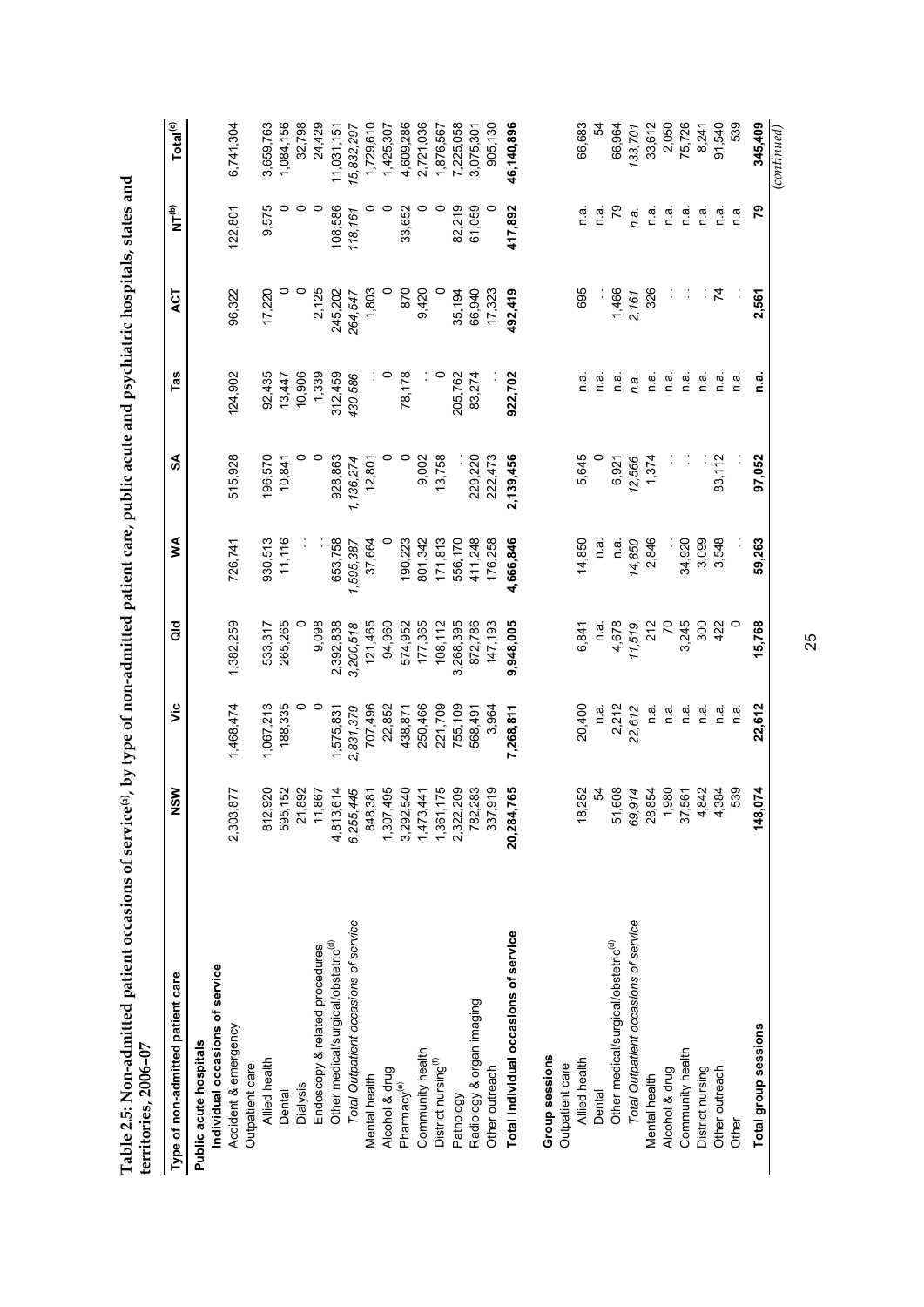**Table 2.5: Non-admitted patient occasions of service[(a)], by type of non-admitted patient care, public acute and psychiatric hospitals, states and territories, 2006–07**

| Type of non-admitted patient care | NSW | Vic | Qld | WA | SA | Tas | ACT | NT[(b)] | Total[(c)] |
|---|---|---|---|---|---|---|---|---|---|
| **Public acute hospitals** | | | | | | | | | |
| **Individual occasions of service** | | | | | | | | | |
| Accident & emergency | 2,303,877 | 1,468,474 | 1,382,259 | 726,741 | 515,928 | 124,902 | 96,322 | 122,801 | 6,741,304 |
| Outpatient care | | | | | | | | | |
| Allied health | 812,920 | 1,067,213 | 533,317 | 930,513 | 196,570 | 92,435 | 17,220 | 9,575 | 3,659,763 |
| Dental | 595,152 | 188,335 | 265,265 | 11,116 | 10,841 | 13,447 | 0 | 0 | 1,084,156 |
| Dialysis | 21,892 | 0 | 0 | . . | 0 | 10,906 | 0 | 0 | 32,798 |
| Endoscopy & related procedures | 11,867 | 0 | 9,098 | . . | 0 | 1,339 | 2,125 | 0 | 24,429 |
| Other medical/surgical/obstetric[(d)] | 4,813,614 | 1,575,831 | 2,392,838 | 653,758 | 928,863 | 312,459 | 245,202 | 108,586 | 11,031,151 |
| *Total Outpatient occasions of service* | *6,255,445* | *2,831,379* | *3,200,518* | *1,595,387* | *1,136,274* | *430,586* | *264,547* | *118,161* | *15,832,297* |
| Mental health | 848,381 | 707,496 | 121,465 | 37,664 | 12,801 | . . | 1,803 | 0 | 1,729,610 |
| Alcohol & drug | 1,307,495 | 22,852 | 94,960 | 0 | 0 | 0 | 0 | 0 | 1,425,307 |
| Pharmacy[(e)] | 3,292,540 | 438,871 | 574,952 | 190,223 | 0 | 78,178 | 870 | 33,652 | 4,609,286 |
| Community health | 1,473,441 | 250,466 | 177,365 | 801,342 | 9,002 | . . | 9,420 | 0 | 2,721,036 |
| District nursing[(f)] | 1,361,175 | 221,709 | 108,112 | 171,813 | 13,758 | 0 | 0 | 0 | 1,876,567 |
| Pathology | 2,322,209 | 755,109 | 3,268,395 | 556,170 | . . | 205,762 | 35,194 | 82,219 | 7,225,058 |
| Radiology & organ imaging | 782,283 | 568,491 | 872,786 | 411,248 | 229,220 | 83,274 | 66,940 | 61,059 | 3,075,301 |
| Other outreach | 337,919 | 3,964 | 147,193 | 176,258 | 222,473 | . . | 17,323 | 0 | 905,130 |
| **Total individual occasions of service** | **20,284,765** | **7,268,811** | **9,948,005** | **4,666,846** | **2,139,456** | **922,702** | **492,419** | **417,892** | **46,140,896** |
| **Group sessions** | | | | | | | | | |
| Outpatient care | | | | | | | | | |
| Allied health | 18,252 | 20,400 | 6,841 | 14,850 | 5,645 | n.a. | 695 | n.a. | 66,683 |
| Dental | 54 | n.a. | n.a. | n.a. | 0 | n.a. | . . | n.a. | 54 |
| Other medical/surgical/obstetric[(d)] | 51,608 | 2,212 | 4,678 | n.a. | 6,921 | n.a. | 1,466 | 79 | 66,964 |
| *Total Outpatient occasions of service* | *69,914* | *22,612* | *11,519* | *14,850* | *12,566* | *n.a.* | *2,161* | *n.a.* | *133,701* |
| Mental health | 28,854 | n.a. | 212 | 2,846 | 1,374 | n.a. | 326 | n.a. | 33,612 |
| Alcohol & drug | 1,980 | n.a. | 70 | . . | . . | n.a. | . . | n.a. | 2,050 |
| Community health | 37,561 | n.a. | 3,245 | 34,920 | . . | n.a. | . . | n.a. | 75,726 |
| District nursing | 4,842 | n.a. | 300 | 3,099 | . . | n.a. | . . | n.a. | 8,241 |
| Other outreach | 4,384 | n.a. | 422 | 3,548 | 83,112 | n.a. | 74 | n.a. | 91,540 |
| Other | 539 | n.a. | 0 | . . | . . | n.a. | . . | n.a. | 539 |
| **Total group sessions** | **148,074** | **22,612** | **15,768** | **59,263** | **97,052** | **n.a.** | **2,561** | **79** | **345,409** |

*(continued)*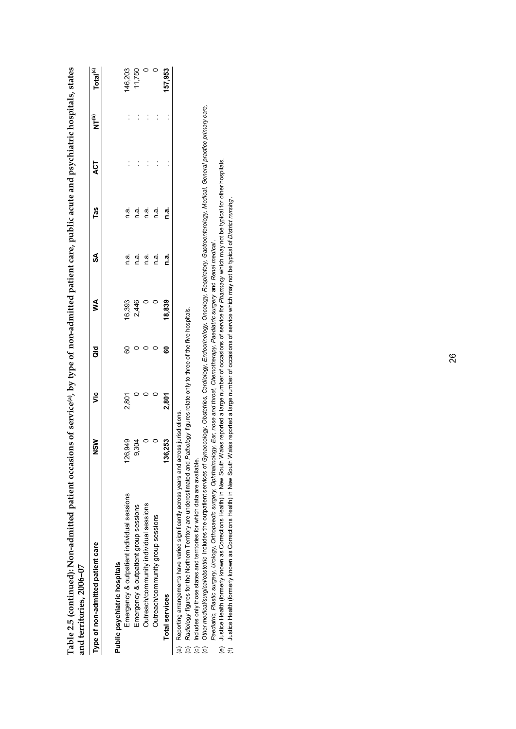**Table 2.5 (continued): Non-admitted patient occasions of service[(a)], by type of non-admitted patient care, public acute and psychiatric hospitals, states and territories, 2006–07**

| Type of non-admitted patient care | NSW | Vic | Qld | WA | SA | Tas | ACT | NT[(b)] | Total[(c)] |
|---|---|---|---|---|---|---|---|---|---|
| **Public psychiatric hospitals** | | | | | | | | | |
| Emergency & outpatient individual sessions | 126,949 | 2,801 | 60 | 16,393 | n.a. | n.a. | . . | . . | 146,203 |
| Emergency & outpatient group sessions | 9,304 | 0 | 0 | 2,446 | n.a. | n.a. | . . | . . | 11,750 |
| Outreach/community individual sessions | 0 | 0 | 0 | 0 | n.a. | n.a. | . . | . . | 0 |
| Outreach/community group sessions | 0 | 0 | 0 | 0 | n.a. | n.a. | . . | . . | 0 |
| **Total services** | **136,253** | **2,801** | **60** | **18,839** | **n.a.** | **n.a.** | . . | . . | **157,953** |

(a) Reporting arrangements have varied significantly across years and across jurisdictions.

(b) *Radiology* figures for the Northern Territory are underestimated and *Pathology* figures relate only to three of the five hospitals.

(c) Includes only those states and territories for which data are available.

(d) *Other medical/surgical/obstetric* includes the outpatient services of *Gynaecology, Obstetrics, Cardiology, Endocrinology, Oncology, Respiratory, Gastroenterology, Medical, General practice primary care, Paediatric, Plastic surgery, Urology, Orthopaedic surgery, Ophthalmology, Ear, nose and throat, Chemotherapy, Paediatric surgery* and *Renal medical*.

(e) Justice Health (formerly known as Corrections Health) in New South Wales reported a large number of occasions of service for *Pharmacy* which may not be typical for other hospitals.

(f) Justice Health (formerly known as Corrections Health) in New South Wales reported a large number of occasions of service which may not be typical of *District nursing*.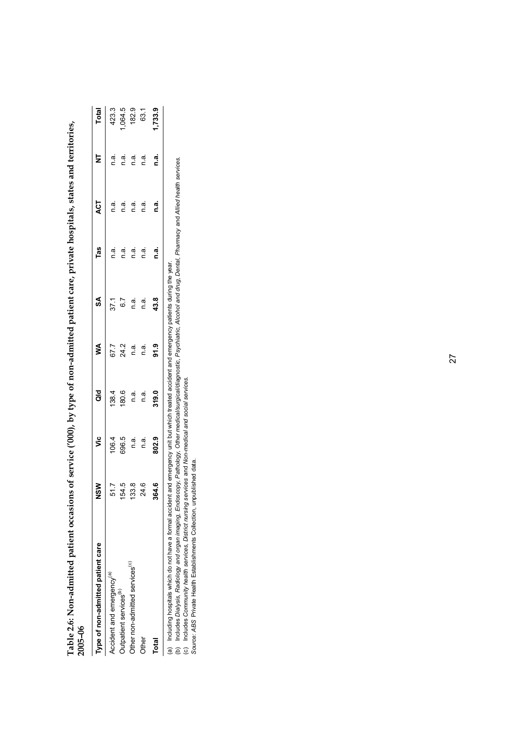**Table 2.6: Non-admitted patient occasions of service ('000), by type of non-admitted patient care, private hospitals, states and territories, 2005–06**

| Type of non-admitted patient care | NSW | Vic | Qld | WA | SA | Tas | ACT | NT | Total |
|---|---|---|---|---|---|---|---|---|---|
| Accident and emergency[(a)] | 51.7 | 106.4 | 138.4 | 67.7 | 37.1 | n.a. | n.a. | n.a. | 423.3 |
| Outpatient services[(b)] | 154.5 | 696.5 | 180.6 | 24.2 | 6.7 | n.a. | n.a. | n.a. | 1,064.5 |
| Other non-admitted services[(c)] | 133.8 | n.a. | n.a. | n.a. | n.a. | n.a. | n.a. | n.a. | 182.9 |
| Other | 24.6 | n.a. | n.a. | n.a. | n.a. | n.a. | n.a. | n.a. | 63.1 |
| **Total** | **364.6** | **802.9** | **319.0** | **91.9** | **43.8** | **n.a.** | **n.a.** | **n.a.** | **1,733.9** |

(a) Including hospitals which do not have a formal accident and emergency unit but which treated accident and emergency patients during the year.
(b) Includes *Dialysis, Radiology and organ imaging, Endoscopy, Pathology, Other medical/surgical/diagnostic, Psychiatric, Alcohol and drug, Dental, Pharmacy* and *Allied health services.*
(c) Includes *Community health services, District nursing services* and *Non-medical and social services.*
*Source:* ABS Private Health Establishments Collection, unpublished data.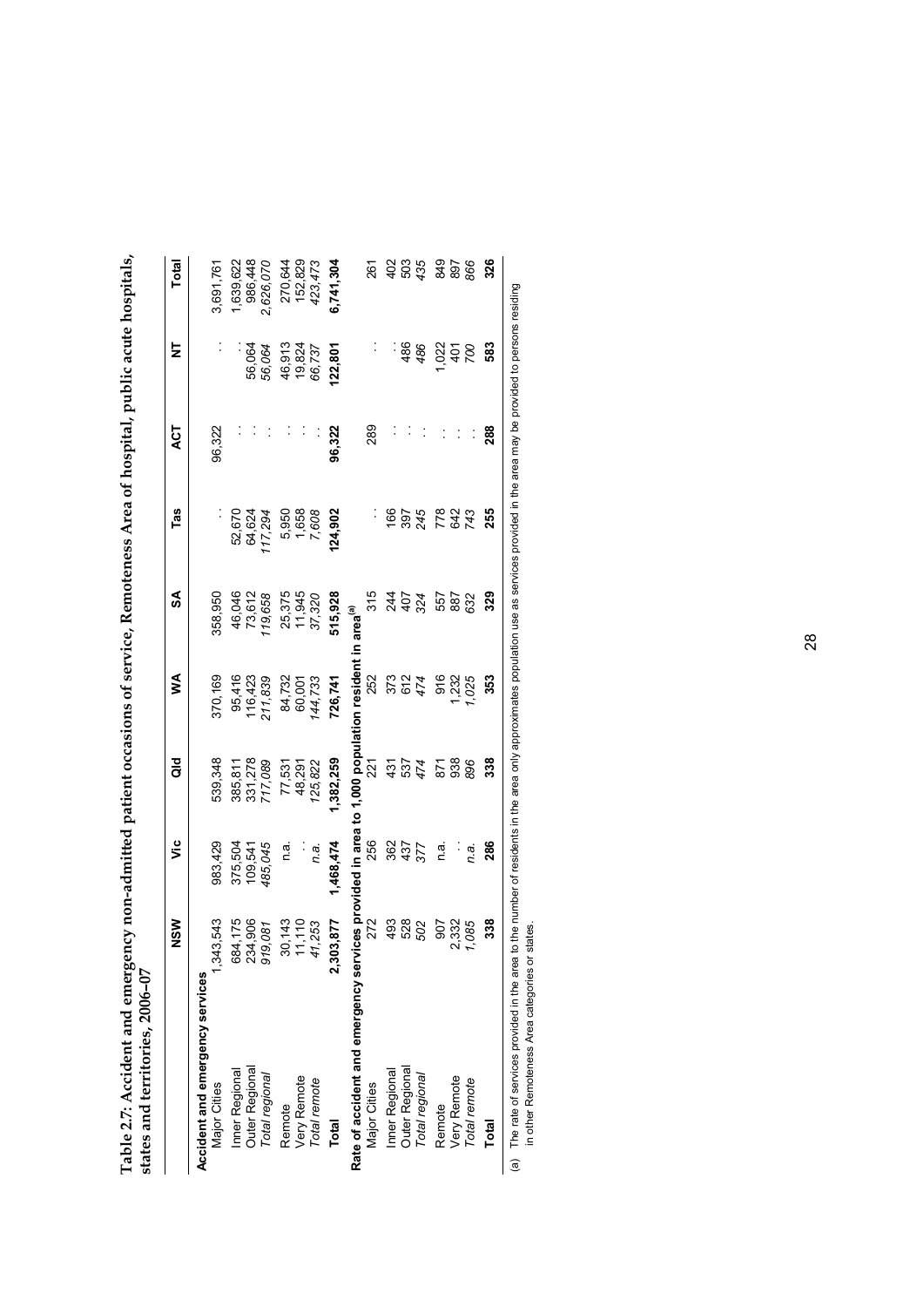**Table 2.7: Accident and emergency non-admitted patient occasions of service, Remoteness Area of hospital, public acute hospitals, states and territories, 2006–07**

| | NSW | Vic | Qld | WA | SA | Tas | ACT | NT | Total |
|---|---|---|---|---|---|---|---|---|---|
| **Accident and emergency services** | | | | | | | | | |
| Major Cities | 1,343,543 | 983,429 | 539,348 | 370,169 | 358,950 | . . | 96,322 | . . | 3,691,761 |
| Inner Regional | 684,175 | 375,504 | 385,811 | 95,416 | 46,046 | 52,670 | . . | . . | 1,639,622 |
| Outer Regional | 234,906 | 109,541 | 331,278 | 116,423 | 73,612 | 64,624 | . . | 56,064 | 986,448 |
| *Total regional* | *919,081* | *485,045* | *717,089* | *211,839* | *119,658* | *117,294* | . . | *56,064* | *2,626,070* |
| Remote | 30,143 | n.a. | 77,531 | 84,732 | 25,375 | 5,950 | . . | 46,913 | 270,644 |
| Very Remote | 11,110 | . . | 48,291 | 60,001 | 11,945 | 1,658 | . . | 19,824 | 152,829 |
| *Total remote* | *41,253* | *n.a.* | *125,822* | *144,733* | *37,320* | *7,608* | . . | *66,737* | *423,473* |
| **Total** | **2,303,877** | **1,468,474** | **1,382,259** | **726,741** | **515,928** | **124,902** | **96,322** | **122,801** | **6,741,304** |
| **Rate of accident and emergency services provided in area to 1,000 population resident in area[(a)]** | | | | | | | | | |
| Major Cities | 272 | 256 | 221 | 252 | 315 | . . | 289 | . . | 261 |
| Inner Regional | 493 | 362 | 431 | 373 | 244 | 166 | . . | . . | 402 |
| Outer Regional | 528 | 437 | 537 | 612 | 407 | 397 | . . | 486 | 503 |
| *Total regional* | *502* | *377* | *474* | *474* | *324* | *245* | . . | *486* | *435* |
| Remote | 907 | n.a. | 871 | 916 | 557 | 778 | . . | 1,022 | 849 |
| Very Remote | 2,332 | . . | 938 | 1,232 | 887 | 642 | . . | 401 | 897 |
| *Total remote* | *1,085* | *n.a.* | *896* | *1,025* | *632* | *743* | . . | *700* | *866* |
| **Total** | **338** | **286** | **338** | **353** | **329** | **255** | **288** | **583** | **326** |

(a) The rate of services provided in the area to the number of residents in the area only approximates population use as services provided in the area may be provided to persons residing in other Remoteness Area categories or states.